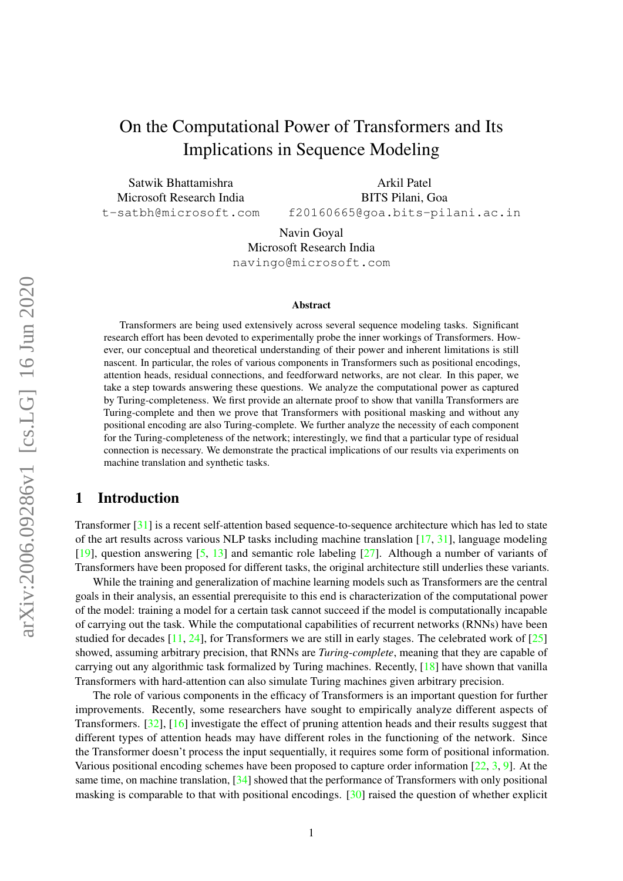# On the Computational Power of Transformers and Its Implications in Sequence Modeling

Satwik Bhattamishra
Microsoft Research India
t-satbh@microsoft.com

Arkil Patel
BITS Pilani, Goa
f20160665@goa.bits-pilani.ac.in

Navin Goyal
Microsoft Research India
navingo@microsoft.com

## Abstract

Transformers are being used extensively across several sequence modeling tasks. Significant research effort has been devoted to experimentally probe the inner workings of Transformers. However, our conceptual and theoretical understanding of their power and inherent limitations is still nascent. In particular, the roles of various components in Transformers such as positional encodings, attention heads, residual connections, and feedforward networks, are not clear. In this paper, we take a step towards answering these questions. We analyze the computational power as captured by Turing-completeness. We first provide an alternate proof to show that vanilla Transformers are Turing-complete and then we prove that Transformers with positional masking and without any positional encoding are also Turing-complete. We further analyze the necessity of each component for the Turing-completeness of the network; interestingly, we find that a particular type of residual connection is necessary. We demonstrate the practical implications of our results via experiments on machine translation and synthetic tasks.

## 1 Introduction

Transformer [31] is a recent self-attention based sequence-to-sequence architecture which has led to state of the art results across various NLP tasks including machine translation [17, 31], language modeling [19], question answering [5, 13] and semantic role labeling [27]. Although a number of variants of Transformers have been proposed for different tasks, the original architecture still underlies these variants.

While the training and generalization of machine learning models such as Transformers are the central goals in their analysis, an essential prerequisite to this end is characterization of the computational power of the model: training a model for a certain task cannot succeed if the model is computationally incapable of carrying out the task. While the computational capabilities of recurrent networks (RNNs) have been studied for decades [11, 24], for Transformers we are still in early stages. The celebrated work of [25] showed, assuming arbitrary precision, that RNNs are *Turing-complete*, meaning that they are capable of carrying out any algorithmic task formalized by Turing machines. Recently, [18] have shown that vanilla Transformers with hard-attention can also simulate Turing machines given arbitrary precision.

The role of various components in the efficacy of Transformers is an important question for further improvements. Recently, some researchers have sought to empirically analyze different aspects of Transformers. [32], [16] investigate the effect of pruning attention heads and their results suggest that different types of attention heads may have different roles in the functioning of the network. Since the Transformer doesn't process the input sequentially, it requires some form of positional information. Various positional encoding schemes have been proposed to capture order information [22, 3, 9]. At the same time, on machine translation, [34] showed that the performance of Transformers with only positional masking is comparable to that with positional encodings. [30] raised the question of whether explicit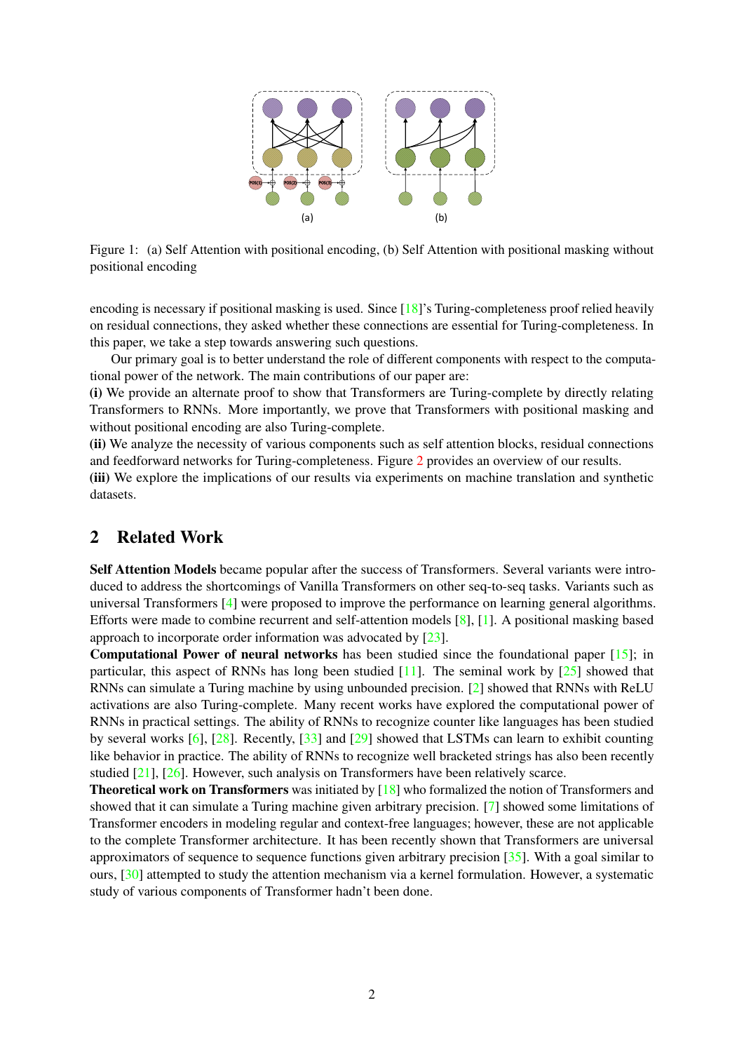Figure 1: (a) Self Attention with positional encoding, (b) Self Attention with positional masking without positional encoding

encoding is necessary if positional masking is used. Since [18]'s Turing-completeness proof relied heavily on residual connections, they asked whether these connections are essential for Turing-completeness. In this paper, we take a step towards answering such questions.

Our primary goal is to better understand the role of different components with respect to the computational power of the network. The main contributions of our paper are:

**(i)** We provide an alternate proof to show that Transformers are Turing-complete by directly relating Transformers to RNNs. More importantly, we prove that Transformers with positional masking and without positional encoding are also Turing-complete.

**(ii)** We analyze the necessity of various components such as self attention blocks, residual connections and feedforward networks for Turing-completeness. Figure 2 provides an overview of our results.

**(iii)** We explore the implications of our results via experiments on machine translation and synthetic datasets.

## 2 Related Work

**Self Attention Models** became popular after the success of Transformers. Several variants were introduced to address the shortcomings of Vanilla Transformers on other seq-to-seq tasks. Variants such as universal Transformers [4] were proposed to improve the performance on learning general algorithms. Efforts were made to combine recurrent and self-attention models [8], [1]. A positional masking based approach to incorporate order information was advocated by [23].

**Computational Power of neural networks** has been studied since the foundational paper [15]; in particular, this aspect of RNNs has long been studied [11]. The seminal work by [25] showed that RNNs can simulate a Turing machine by using unbounded precision. [2] showed that RNNs with ReLU activations are also Turing-complete. Many recent works have explored the computational power of RNNs in practical settings. The ability of RNNs to recognize counter like languages has been studied by several works [6], [28]. Recently, [33] and [29] showed that LSTMs can learn to exhibit counting like behavior in practice. The ability of RNNs to recognize well bracketed strings has also been recently studied [21], [26]. However, such analysis on Transformers have been relatively scarce.

**Theoretical work on Transformers** was initiated by [18] who formalized the notion of Transformers and showed that it can simulate a Turing machine given arbitrary precision. [7] showed some limitations of Transformer encoders in modeling regular and context-free languages; however, these are not applicable to the complete Transformer architecture. It has been recently shown that Transformers are universal approximators of sequence to sequence functions given arbitrary precision [35]. With a goal similar to ours, [30] attempted to study the attention mechanism via a kernel formulation. However, a systematic study of various components of Transformer hadn't been done.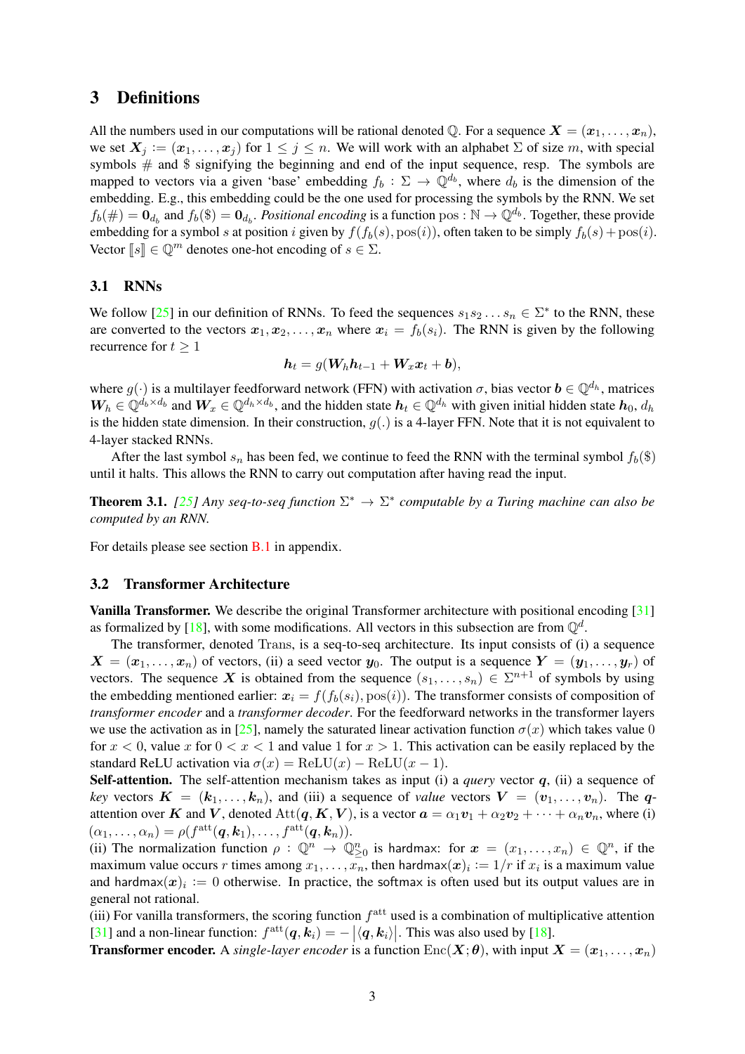## 3 Definitions

All the numbers used in our computations will be rational denoted $\mathbb{Q}$. For a sequence $\boldsymbol{X} = (\boldsymbol{x}_1, \ldots, \boldsymbol{x}_n)$, we set $\boldsymbol{X}_j := (\boldsymbol{x}_1, \ldots, \boldsymbol{x}_j)$ for $1 \leq j \leq n$. We will work with an alphabet $\Sigma$ of size $m$, with special symbols $\#$ and $\$$ signifying the beginning and end of the input sequence, resp. The symbols are mapped to vectors via a given 'base' embedding $f_b : \Sigma \to \mathbb{Q}^{d_b}$, where $d_b$ is the dimension of the embedding. E.g., this embedding could be the one used for processing the symbols by the RNN. We set $f_b(\#) = \mathbf{0}_{d_b}$ and $f_b(\$) = \mathbf{0}_{d_b}$. *Positional encoding* is a function $\mathrm{pos} : \mathbb{N} \to \mathbb{Q}^{d_b}$. Together, these provide embedding for a symbol $s$ at position $i$ given by $f(f_b(s), \mathrm{pos}(i))$, often taken to be simply $f_b(s) + \mathrm{pos}(i)$. Vector $[\![s]\!] \in \mathbb{Q}^m$ denotes one-hot encoding of $s \in \Sigma$.

### 3.1 RNNs

We follow [25] in our definition of RNNs. To feed the sequences $s_1 s_2 \ldots s_n \in \Sigma^*$ to the RNN, these are converted to the vectors $\boldsymbol{x}_1, \boldsymbol{x}_2, \ldots, \boldsymbol{x}_n$ where $\boldsymbol{x}_i = f_b(s_i)$. The RNN is given by the following recurrence for $t \geq 1$

$$\boldsymbol{h}_t = g(\boldsymbol{W}_h \boldsymbol{h}_{t-1} + \boldsymbol{W}_x \boldsymbol{x}_t + \boldsymbol{b}),$$

where $g(\cdot)$ is a multilayer feedforward network (FFN) with activation $\sigma$, bias vector $\boldsymbol{b} \in \mathbb{Q}^{d_h}$, matrices $\boldsymbol{W}_h \in \mathbb{Q}^{d_b \times d_b}$ and $\boldsymbol{W}_x \in \mathbb{Q}^{d_h \times d_b}$, and the hidden state $\boldsymbol{h}_t \in \mathbb{Q}^{d_h}$ with given initial hidden state $\boldsymbol{h}_0$, $d_h$ is the hidden state dimension. In their construction, $g(.)$ is a 4-layer FFN. Note that it is not equivalent to 4-layer stacked RNNs.

After the last symbol $s_n$ has been fed, we continue to feed the RNN with the terminal symbol $f_b(\$)$ until it halts. This allows the RNN to carry out computation after having read the input.

**Theorem 3.1.** *[25] Any seq-to-seq function $\Sigma^* \to \Sigma^*$ computable by a Turing machine can also be computed by an RNN.*

For details please see section B.1 in appendix.

### 3.2 Transformer Architecture

**Vanilla Transformer.** We describe the original Transformer architecture with positional encoding [31] as formalized by [18], with some modifications. All vectors in this subsection are from $\mathbb{Q}^d$.

The transformer, denoted $\mathrm{Trans}$, is a seq-to-seq architecture. Its input consists of (i) a sequence $\boldsymbol{X} = (\boldsymbol{x}_1, \ldots, \boldsymbol{x}_n)$ of vectors, (ii) a seed vector $\boldsymbol{y}_0$. The output is a sequence $\boldsymbol{Y} = (\boldsymbol{y}_1, \ldots, \boldsymbol{y}_r)$ of vectors. The sequence $\boldsymbol{X}$ is obtained from the sequence $(s_1, \ldots, s_n) \in \Sigma^{n+1}$ of symbols by using the embedding mentioned earlier: $\boldsymbol{x}_i = f(f_b(s_i), \mathrm{pos}(i))$. The transformer consists of composition of *transformer encoder* and a *transformer decoder*. For the feedforward networks in the transformer layers we use the activation as in [25], namely the saturated linear activation function $\sigma(x)$ which takes value 0 for $x < 0$, value $x$ for $0 < x < 1$ and value 1 for $x > 1$. This activation can be easily replaced by the standard ReLU activation via $\sigma(x) = \mathrm{ReLU}(x) - \mathrm{ReLU}(x-1)$.

**Self-attention.** The self-attention mechanism takes as input (i) a *query* vector $\boldsymbol{q}$, (ii) a sequence of *key* vectors $\boldsymbol{K} = (\boldsymbol{k}_1, \ldots, \boldsymbol{k}_n)$, and (iii) a sequence of *value* vectors $\boldsymbol{V} = (\boldsymbol{v}_1, \ldots, \boldsymbol{v}_n)$. The $\boldsymbol{q}$-attention over $\boldsymbol{K}$ and $\boldsymbol{V}$, denoted $\mathrm{Att}(\boldsymbol{q}, \boldsymbol{K}, \boldsymbol{V})$, is a vector $\boldsymbol{a} = \alpha_1 \boldsymbol{v}_1 + \alpha_2 \boldsymbol{v}_2 + \cdots + \alpha_n \boldsymbol{v}_n$, where (i) $(\alpha_1, \ldots, \alpha_n) = \rho(f^{\mathrm{att}}(\boldsymbol{q}, \boldsymbol{k}_1), \ldots, f^{\mathrm{att}}(\boldsymbol{q}, \boldsymbol{k}_n))$.
(ii) The normalization function $\rho : \mathbb{Q}^n \to \mathbb{Q}^n_{\geq 0}$ is $\mathsf{hardmax}$: for $\boldsymbol{x} = (x_1, \ldots, x_n) \in \mathbb{Q}^n$, if the maximum value occurs $r$ times among $x_1, \ldots, x_n$, then $\mathsf{hardmax}(\boldsymbol{x})_i := 1/r$ if $x_i$ is a maximum value and $\mathsf{hardmax}(\boldsymbol{x})_i := 0$ otherwise. In practice, the $\mathsf{softmax}$ is often used but its output values are in general not rational.
(iii) For vanilla transformers, the scoring function $f^{\mathrm{att}}$ used is a combination of multiplicative attention [31] and a non-linear function: $f^{\mathrm{att}}(\boldsymbol{q}, \boldsymbol{k}_i) = -\left|\langle \boldsymbol{q}, \boldsymbol{k}_i \rangle\right|$. This was also used by [18].

**Transformer encoder.** A *single-layer encoder* is a function $\mathrm{Enc}(\boldsymbol{X}; \boldsymbol{\theta})$, with input $\boldsymbol{X} = (\boldsymbol{x}_1, \ldots, \boldsymbol{x}_n)$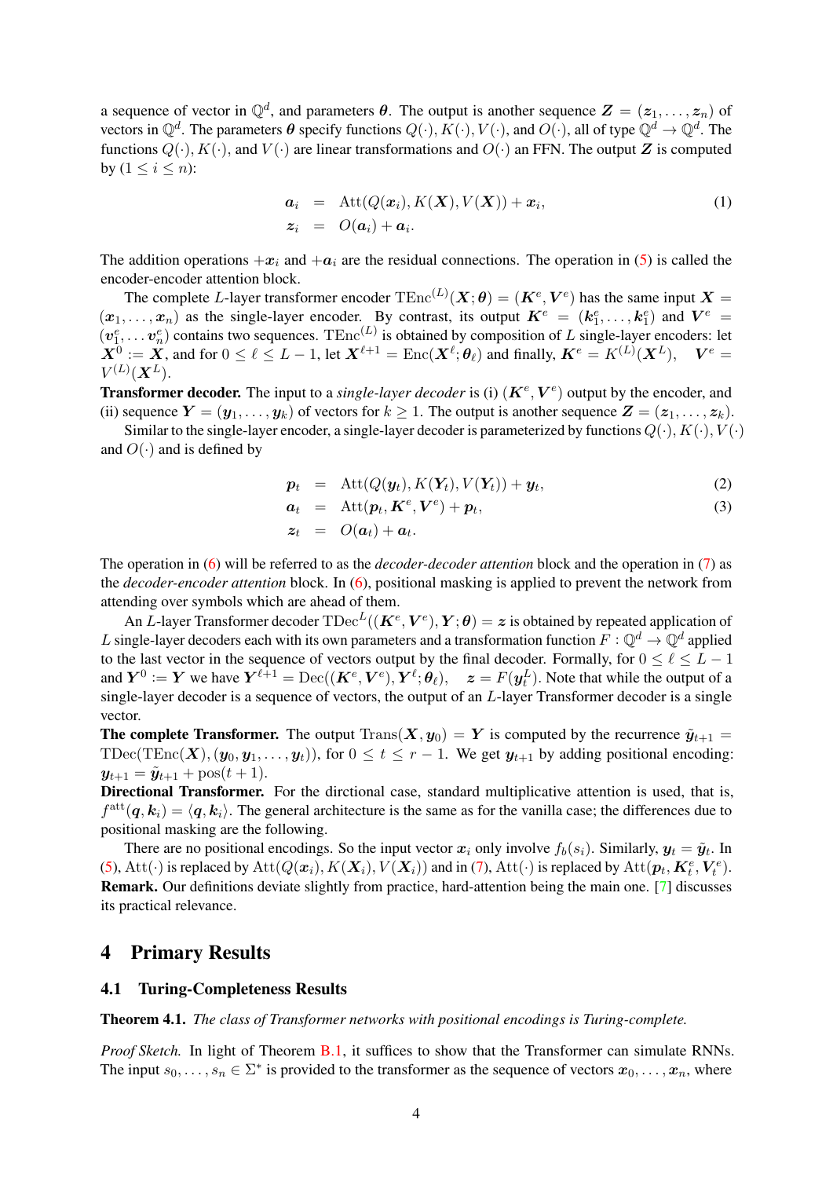a sequence of vector in $\mathbb{Q}^d$, and parameters $\boldsymbol{\theta}$. The output is another sequence $\boldsymbol{Z} = (\boldsymbol{z}_1, \ldots, \boldsymbol{z}_n)$ of vectors in $\mathbb{Q}^d$. The parameters $\boldsymbol{\theta}$ specify functions $Q(\cdot), K(\cdot), V(\cdot)$, and $O(\cdot)$, all of type $\mathbb{Q}^d \to \mathbb{Q}^d$. The functions $Q(\cdot), K(\cdot)$, and $V(\cdot)$ are linear transformations and $O(\cdot)$ an FFN. The output $\boldsymbol{Z}$ is computed by ($1 \leq i \leq n$):

$$
\begin{aligned}
\boldsymbol{a}_i &= \mathrm{Att}(Q(\boldsymbol{x}_i), K(\boldsymbol{X}), V(\boldsymbol{X})) + \boldsymbol{x}_i, \\
\boldsymbol{z}_i &= O(\boldsymbol{a}_i) + \boldsymbol{a}_i.
\end{aligned} \tag{1}
$$

The addition operations $+\boldsymbol{x}_i$ and $+\boldsymbol{a}_i$ are the residual connections. The operation in (5) is called the encoder-encoder attention block.

The complete $L$-layer transformer encoder $\mathrm{TEnc}^{(L)}(\boldsymbol{X}; \boldsymbol{\theta}) = (\boldsymbol{K}^e, \boldsymbol{V}^e)$ has the same input $\boldsymbol{X} = (\boldsymbol{x}_1, \ldots, \boldsymbol{x}_n)$ as the single-layer encoder. By contrast, its output $\boldsymbol{K}^e = (\boldsymbol{k}_1^e, \ldots, \boldsymbol{k}_1^e)$ and $\boldsymbol{V}^e = (\boldsymbol{v}_1^e, \ldots \boldsymbol{v}_n^e)$ contains two sequences. $\mathrm{TEnc}^{(L)}$ is obtained by composition of $L$ single-layer encoders: let $\boldsymbol{X}^0 := \boldsymbol{X}$, and for $0 \leq \ell \leq L-1$, let $\boldsymbol{X}^{\ell+1} = \mathrm{Enc}(\boldsymbol{X}^\ell; \boldsymbol{\theta}_\ell)$ and finally, $\boldsymbol{K}^e = K^{(L)}(\boldsymbol{X}^L)$, $\quad \boldsymbol{V}^e = V^{(L)}(\boldsymbol{X}^L)$.

**Transformer decoder.** The input to a *single-layer decoder* is (i) $(\boldsymbol{K}^e, \boldsymbol{V}^e)$ output by the encoder, and (ii) sequence $\boldsymbol{Y} = (\boldsymbol{y}_1, \ldots, \boldsymbol{y}_k)$ of vectors for $k \geq 1$. The output is another sequence $\boldsymbol{Z} = (\boldsymbol{z}_1, \ldots, \boldsymbol{z}_k)$.

Similar to the single-layer encoder, a single-layer decoder is parameterized by functions $Q(\cdot), K(\cdot), V(\cdot)$ and $O(\cdot)$ and is defined by

$$
\boldsymbol{p}_t = \mathrm{Att}(Q(\boldsymbol{y}_t), K(\boldsymbol{Y}_t), V(\boldsymbol{Y}_t)) + \boldsymbol{y}_t, \tag{2}
$$

$$
\boldsymbol{a}_t = \mathrm{Att}(\boldsymbol{p}_t, \boldsymbol{K}^e, \boldsymbol{V}^e) + \boldsymbol{p}_t, \tag{3}
$$

$$
\boldsymbol{z}_t = O(\boldsymbol{a}_t) + \boldsymbol{a}_t.
$$

The operation in (6) will be referred to as the *decoder-decoder attention* block and the operation in (7) as the *decoder-encoder attention* block. In (6), positional masking is applied to prevent the network from attending over symbols which are ahead of them.

An $L$-layer Transformer decoder $\mathrm{TDec}^L((\boldsymbol{K}^e, \boldsymbol{V}^e), \boldsymbol{Y}; \boldsymbol{\theta}) = \boldsymbol{z}$ is obtained by repeated application of $L$ single-layer decoders each with its own parameters and a transformation function $F : \mathbb{Q}^d \to \mathbb{Q}^d$ applied to the last vector in the sequence of vectors output by the final decoder. Formally, for $0 \leq \ell \leq L-1$ and $\boldsymbol{Y}^0 := \boldsymbol{Y}$ we have $\boldsymbol{Y}^{\ell+1} = \mathrm{Dec}((\boldsymbol{K}^e, \boldsymbol{V}^e), \boldsymbol{Y}^\ell; \boldsymbol{\theta}_\ell)$, $\quad \boldsymbol{z} = F(\boldsymbol{y}_t^L)$. Note that while the output of a single-layer decoder is a sequence of vectors, the output of an $L$-layer Transformer decoder is a single vector.

**The complete Transformer.** The output $\mathrm{Trans}(\boldsymbol{X}, \boldsymbol{y}_0) = \boldsymbol{Y}$ is computed by the recurrence $\tilde{\boldsymbol{y}}_{t+1} = \mathrm{TDec}(\mathrm{TEnc}(\boldsymbol{X}), (\boldsymbol{y}_0, \boldsymbol{y}_1, \ldots, \boldsymbol{y}_t))$, for $0 \leq t \leq r-1$. We get $\boldsymbol{y}_{t+1}$ by adding positional encoding: $\boldsymbol{y}_{t+1} = \tilde{\boldsymbol{y}}_{t+1} + \mathrm{pos}(t+1)$.

**Directional Transformer.** For the dirctional case, standard multiplicative attention is used, that is, $f^{\mathrm{att}}(\boldsymbol{q}, \boldsymbol{k}_i) = \langle \boldsymbol{q}, \boldsymbol{k}_i \rangle$. The general architecture is the same as for the vanilla case; the differences due to positional masking are the following.

There are no positional encodings. So the input vector $\boldsymbol{x}_i$ only involve $f_b(s_i)$. Similarly, $\boldsymbol{y}_t = \tilde{\boldsymbol{y}}_t$. In (5), $\mathrm{Att}(\cdot)$ is replaced by $\mathrm{Att}(Q(\boldsymbol{x}_i), K(\boldsymbol{X}_i), V(\boldsymbol{X}_i))$ and in (7), $\mathrm{Att}(\cdot)$ is replaced by $\mathrm{Att}(\boldsymbol{p}_t, \boldsymbol{K}_t^e, \boldsymbol{V}_t^e)$.

**Remark.** Our definitions deviate slightly from practice, hard-attention being the main one. [7] discusses its practical relevance.

# 4 Primary Results

## 4.1 Turing-Completeness Results

**Theorem 4.1.** *The class of Transformer networks with positional encodings is Turing-complete.*

*Proof Sketch.* In light of Theorem B.1, it suffices to show that the Transformer can simulate RNNs. The input $s_0, \ldots, s_n \in \Sigma^*$ is provided to the transformer as the sequence of vectors $\boldsymbol{x}_0, \ldots, \boldsymbol{x}_n$, where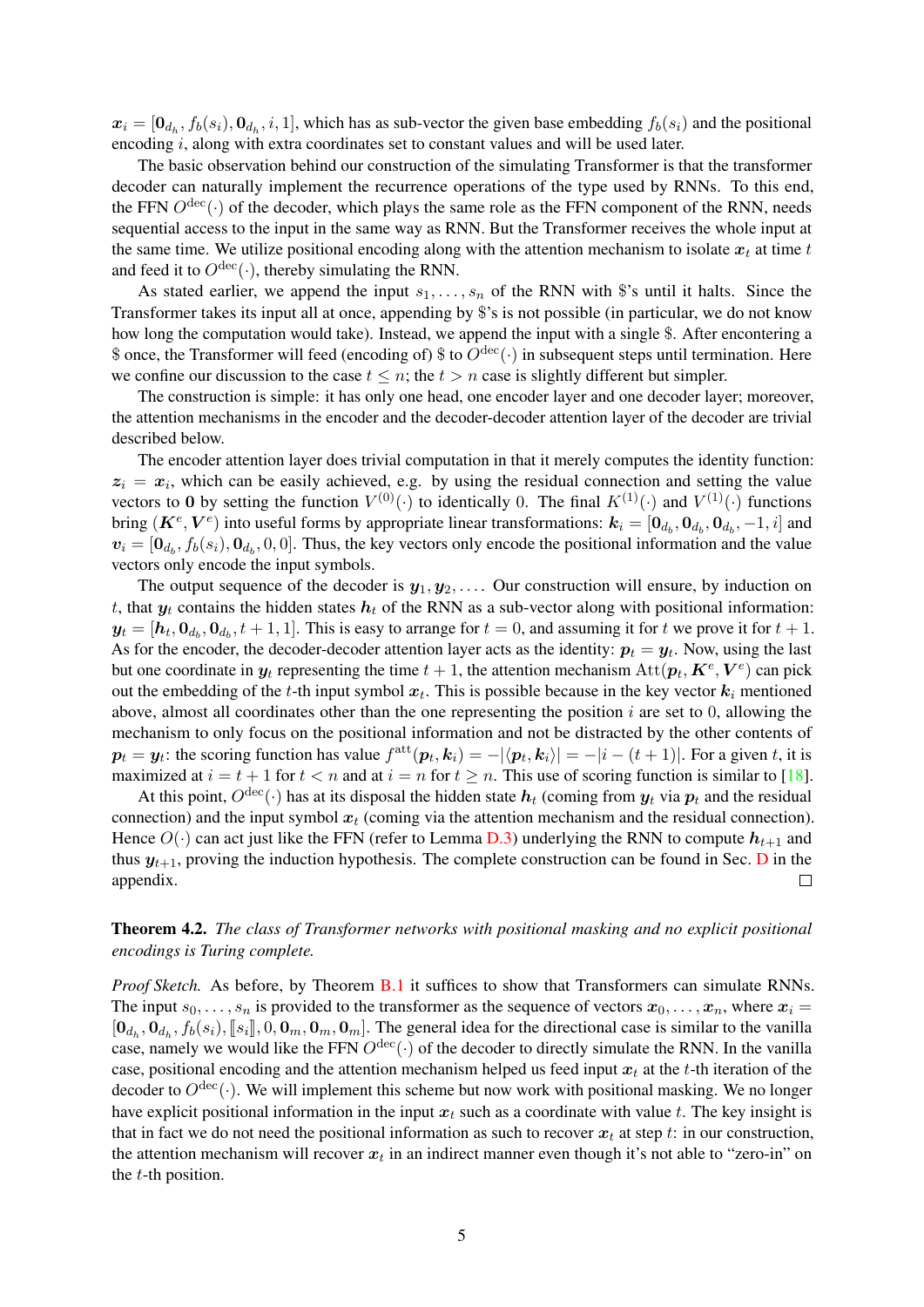$\boldsymbol{x}_i = [\mathbf{0}_{d_h}, f_b(s_i), \mathbf{0}_{d_h}, i, 1]$, which has as sub-vector the given base embedding $f_b(s_i)$ and the positional encoding $i$, along with extra coordinates set to constant values and will be used later.

The basic observation behind our construction of the simulating Transformer is that the transformer decoder can naturally implement the recurrence operations of the type used by RNNs. To this end, the FFN $O^{\mathrm{dec}}(\cdot)$ of the decoder, which plays the same role as the FFN component of the RNN, needs sequential access to the input in the same way as RNN. But the Transformer receives the whole input at the same time. We utilize positional encoding along with the attention mechanism to isolate $\boldsymbol{x}_t$ at time $t$ and feed it to $O^{\mathrm{dec}}(\cdot)$, thereby simulating the RNN.

As stated earlier, we append the input $s_1, \ldots, s_n$ of the RNN with \$'s until it halts. Since the Transformer takes its input all at once, appending by \$'s is not possible (in particular, we do not know how long the computation would take). Instead, we append the input with a single \$. After encontering a \$ once, the Transformer will feed (encoding of) \$ to $O^{\mathrm{dec}}(\cdot)$ in subsequent steps until termination. Here we confine our discussion to the case $t \leq n$; the $t > n$ case is slightly different but simpler.

The construction is simple: it has only one head, one encoder layer and one decoder layer; moreover, the attention mechanisms in the encoder and the decoder-decoder attention layer of the decoder are trivial described below.

The encoder attention layer does trivial computation in that it merely computes the identity function: $\boldsymbol{z}_i = \boldsymbol{x}_i$, which can be easily achieved, e.g. by using the residual connection and setting the value vectors to $\mathbf{0}$ by setting the function $V^{(0)}(\cdot)$ to identically 0. The final $K^{(1)}(\cdot)$ and $V^{(1)}(\cdot)$ functions bring $(\boldsymbol{K}^e, \boldsymbol{V}^e)$ into useful forms by appropriate linear transformations: $\boldsymbol{k}_i = [\mathbf{0}_{d_b}, \mathbf{0}_{d_b}, \mathbf{0}_{d_b}, -1, i]$ and $\boldsymbol{v}_i = [\mathbf{0}_{d_b}, f_b(s_i), \mathbf{0}_{d_b}, 0, 0]$. Thus, the key vectors only encode the positional information and the value vectors only encode the input symbols.

The output sequence of the decoder is $\boldsymbol{y}_1, \boldsymbol{y}_2, \ldots$. Our construction will ensure, by induction on $t$, that $\boldsymbol{y}_t$ contains the hidden states $\boldsymbol{h}_t$ of the RNN as a sub-vector along with positional information: $\boldsymbol{y}_t = [\boldsymbol{h}_t, \mathbf{0}_{d_b}, \mathbf{0}_{d_b}, t+1, 1]$. This is easy to arrange for $t = 0$, and assuming it for $t$ we prove it for $t+1$. As for the encoder, the decoder-decoder attention layer acts as the identity: $\boldsymbol{p}_t = \boldsymbol{y}_t$. Now, using the last but one coordinate in $\boldsymbol{y}_t$ representing the time $t+1$, the attention mechanism $\mathrm{Att}(\boldsymbol{p}_t, \boldsymbol{K}^e, \boldsymbol{V}^e)$ can pick out the embedding of the $t$-th input symbol $\boldsymbol{x}_t$. This is possible because in the key vector $\boldsymbol{k}_i$ mentioned above, almost all coordinates other than the one representing the position $i$ are set to 0, allowing the mechanism to only focus on the positional information and not be distracted by the other contents of $\boldsymbol{p}_t = \boldsymbol{y}_t$: the scoring function has value $f^{\mathrm{att}}(\boldsymbol{p}_t, \boldsymbol{k}_i) = -|\langle \boldsymbol{p}_t, \boldsymbol{k}_i \rangle| = -|i - (t+1)|$. For a given $t$, it is maximized at $i = t+1$ for $t < n$ and at $i = n$ for $t \geq n$. This use of scoring function is similar to [18].

At this point, $O^{\mathrm{dec}}(\cdot)$ has at its disposal the hidden state $\boldsymbol{h}_t$ (coming from $\boldsymbol{y}_t$ via $\boldsymbol{p}_t$ and the residual connection) and the input symbol $\boldsymbol{x}_t$ (coming via the attention mechanism and the residual connection). Hence $O(\cdot)$ can act just like the FFN (refer to Lemma D.3) underlying the RNN to compute $\boldsymbol{h}_{t+1}$ and thus $\boldsymbol{y}_{t+1}$, proving the induction hypothesis. The complete construction can be found in Sec. D in the appendix. □

**Theorem 4.2.** *The class of Transformer networks with positional masking and no explicit positional encodings is Turing complete.*

*Proof Sketch.* As before, by Theorem B.1 it suffices to show that Transformers can simulate RNNs. The input $s_0, \ldots, s_n$ is provided to the transformer as the sequence of vectors $\boldsymbol{x}_0, \ldots, \boldsymbol{x}_n$, where $\boldsymbol{x}_i = [\mathbf{0}_{d_h}, \mathbf{0}_{d_h}, f_b(s_i), [\![s_i]\!], 0, \mathbf{0}_m, \mathbf{0}_m, \mathbf{0}_m]$. The general idea for the directional case is similar to the vanilla case, namely we would like the FFN $O^{\mathrm{dec}}(\cdot)$ of the decoder to directly simulate the RNN. In the vanilla case, positional encoding and the attention mechanism helped us feed input $\boldsymbol{x}_t$ at the $t$-th iteration of the decoder to $O^{\mathrm{dec}}(\cdot)$. We will implement this scheme but now work with positional masking. We no longer have explicit positional information in the input $\boldsymbol{x}_t$ such as a coordinate with value $t$. The key insight is that in fact we do not need the positional information as such to recover $\boldsymbol{x}_t$ at step $t$: in our construction, the attention mechanism will recover $\boldsymbol{x}_t$ in an indirect manner even though it's not able to "zero-in" on the $t$-th position.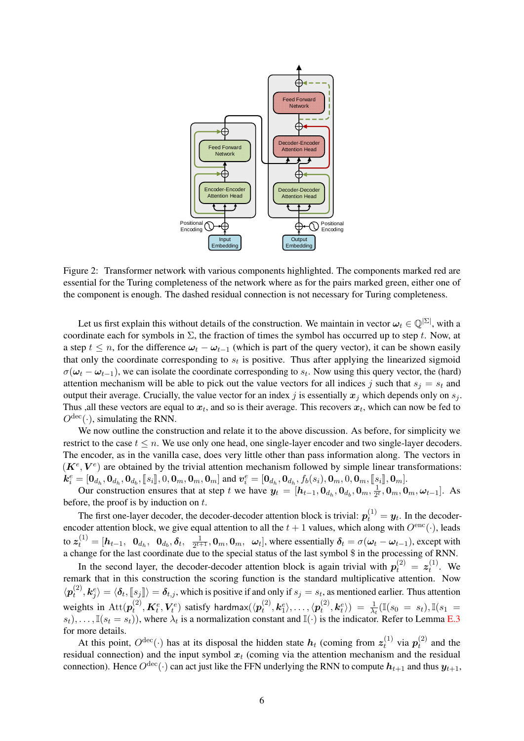Figure 2: Transformer network with various components highlighted. The components marked red are essential for the Turing completeness of the network where as for the pairs marked green, either one of the component is enough. The dashed residual connection is not necessary for Turing completeness.

Let us first explain this without details of the construction. We maintain in vector $\boldsymbol{\omega}_t \in \mathbb{Q}^{|\Sigma|}$, with a coordinate each for symbols in $\Sigma$, the fraction of times the symbol has occurred up to step $t$. Now, at a step $t \leq n$, for the difference $\boldsymbol{\omega}_t - \boldsymbol{\omega}_{t-1}$ (which is part of the query vector), it can be shown easily that only the coordinate corresponding to $s_t$ is positive. Thus after applying the linearized sigmoid $\sigma(\boldsymbol{\omega}_t - \boldsymbol{\omega}_{t-1})$, we can isolate the coordinate corresponding to $s_t$. Now using this query vector, the (hard) attention mechanism will be able to pick out the value vectors for all indices $j$ such that $s_j = s_t$ and output their average. Crucially, the value vector for an index $j$ is essentially $\boldsymbol{x}_j$ which depends only on $s_j$. Thus ,all these vectors are equal to $\boldsymbol{x}_t$, and so is their average. This recovers $\boldsymbol{x}_t$, which can now be fed to $O^{\mathrm{dec}}(\cdot)$, simulating the RNN.

We now outline the construction and relate it to the above discussion. As before, for simplicity we restrict to the case $t \leq n$. We use only one head, one single-layer encoder and two single-layer decoders. The encoder, as in the vanilla case, does very little other than pass information along. The vectors in $(\boldsymbol{K}^e, \boldsymbol{V}^e)$ are obtained by the trivial attention mechanism followed by simple linear transformations: $\boldsymbol{k}_i^e = [\boldsymbol{0}_{d_h}, \boldsymbol{0}_{d_h}, \boldsymbol{0}_{d_b}, [\![s_i]\!], 0, \boldsymbol{0}_m, \boldsymbol{0}_m, \boldsymbol{0}_m]$ and $\boldsymbol{v}_i^e = [\boldsymbol{0}_{d_h}, \boldsymbol{0}_{d_h}, \boldsymbol{0}_{d_b}, f_b(s_i), \boldsymbol{0}_m, 0, \boldsymbol{0}_m, [\![s_i]\!], \boldsymbol{0}_m]$.

Our construction ensures that at step $t$ we have $\boldsymbol{y}_t = [\boldsymbol{h}_{t-1}, \boldsymbol{0}_{d_h}, \boldsymbol{0}_{d_b}, \boldsymbol{0}_m, \frac{1}{2^t}, \boldsymbol{0}_m, \boldsymbol{0}_m, \boldsymbol{\omega}_{t-1}]$. As before, the proof is by induction on $t$.

The first one-layer decoder, the decoder-decoder attention block is trivial: $\boldsymbol{p}_t^{(1)} = \boldsymbol{y}_t$. In the decoder-encoder attention block, we give equal attention to all the $t+1$ values, which along with $O^{\mathrm{enc}}(\cdot)$, leads to $\boldsymbol{z}_t^{(1)} = [\boldsymbol{h}_{t-1}, \ \boldsymbol{0}_{d_h}, \ \boldsymbol{0}_{d_b}, \boldsymbol{\delta}_t, \ \frac{1}{2^{t+1}}, \boldsymbol{0}_m, \boldsymbol{0}_m, \ \boldsymbol{\omega}_t]$, where essentially $\boldsymbol{\delta}_t = \sigma(\boldsymbol{\omega}_t - \boldsymbol{\omega}_{t-1})$, except with a change for the last coordinate due to the special status of the last symbol \$ in the processing of RNN.

In the second layer, the decoder-decoder attention block is again trivial with $\boldsymbol{p}_t^{(2)} = \boldsymbol{z}_t^{(1)}$. We remark that in this construction the scoring function is the standard multiplicative attention. Now $\langle \boldsymbol{p}_t^{(2)}, \boldsymbol{k}_j^e \rangle = \langle \boldsymbol{\delta}_t, [\![s_j]\!] \rangle = \boldsymbol{\delta}_{t,j}$, which is positive if and only if $s_j = s_t$, as mentioned earlier. Thus attention weights in $\mathrm{Att}(\boldsymbol{p}_t^{(2)}, \boldsymbol{K}_t^e, \boldsymbol{V}_t^e)$ satisfy $\mathsf{hardmax}(\langle \boldsymbol{p}_t^{(2)}, \boldsymbol{k}_1^e \rangle, \ldots, \langle \boldsymbol{p}_t^{(2)}, \boldsymbol{k}_t^e \rangle) = \frac{1}{\lambda_t}(\mathbb{I}(s_0 = s_t), \mathbb{I}(s_1 = s_t), \ldots, \mathbb{I}(s_t = s_t))$, where $\lambda_t$ is a normalization constant and $\mathbb{I}(\cdot)$ is the indicator. Refer to Lemma E.3 for more details.

At this point, $O^{\mathrm{dec}}(\cdot)$ has at its disposal the hidden state $\boldsymbol{h}_t$ (coming from $\boldsymbol{z}_t^{(1)}$ via $\boldsymbol{p}_t^{(2)}$ and the residual connection) and the input symbol $\boldsymbol{x}_t$ (coming via the attention mechanism and the residual connection). Hence $O^{\mathrm{dec}}(\cdot)$ can act just like the FFN underlying the RNN to compute $\boldsymbol{h}_{t+1}$ and thus $\boldsymbol{y}_{t+1}$,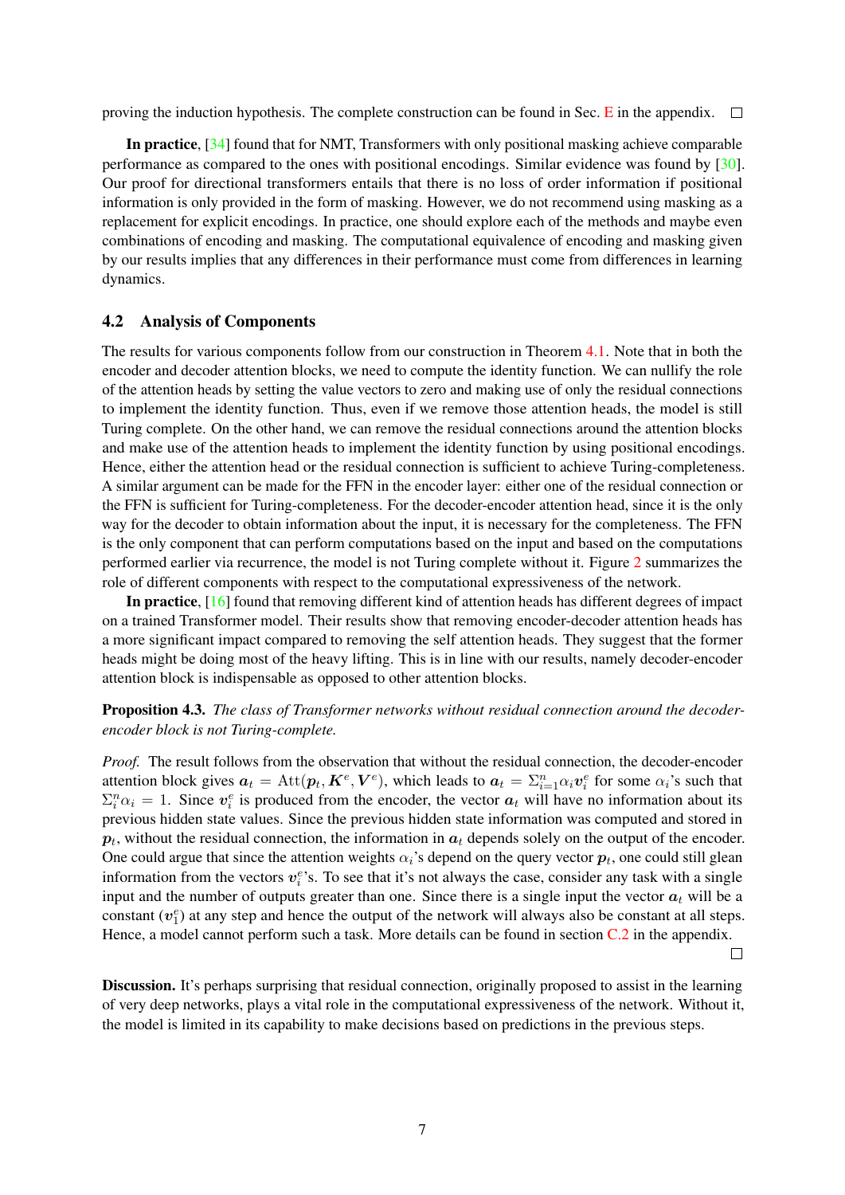proving the induction hypothesis. The complete construction can be found in Sec. E in the appendix. □

**In practice**, [34] found that for NMT, Transformers with only positional masking achieve comparable performance as compared to the ones with positional encodings. Similar evidence was found by [30]. Our proof for directional transformers entails that there is no loss of order information if positional information is only provided in the form of masking. However, we do not recommend using masking as a replacement for explicit encodings. In practice, one should explore each of the methods and maybe even combinations of encoding and masking. The computational equivalence of encoding and masking given by our results implies that any differences in their performance must come from differences in learning dynamics.

### 4.2 Analysis of Components

The results for various components follow from our construction in Theorem 4.1. Note that in both the encoder and decoder attention blocks, we need to compute the identity function. We can nullify the role of the attention heads by setting the value vectors to zero and making use of only the residual connections to implement the identity function. Thus, even if we remove those attention heads, the model is still Turing complete. On the other hand, we can remove the residual connections around the attention blocks and make use of the attention heads to implement the identity function by using positional encodings. Hence, either the attention head or the residual connection is sufficient to achieve Turing-completeness. A similar argument can be made for the FFN in the encoder layer: either one of the residual connection or the FFN is sufficient for Turing-completeness. For the decoder-encoder attention head, since it is the only way for the decoder to obtain information about the input, it is necessary for the completeness. The FFN is the only component that can perform computations based on the input and based on the computations performed earlier via recurrence, the model is not Turing complete without it. Figure 2 summarizes the role of different components with respect to the computational expressiveness of the network.

**In practice**, [16] found that removing different kind of attention heads has different degrees of impact on a trained Transformer model. Their results show that removing encoder-decoder attention heads has a more significant impact compared to removing the self attention heads. They suggest that the former heads might be doing most of the heavy lifting. This is in line with our results, namely decoder-encoder attention block is indispensable as opposed to other attention blocks.

**Proposition 4.3.** *The class of Transformer networks without residual connection around the decoder-encoder block is not Turing-complete.*

*Proof.* The result follows from the observation that without the residual connection, the decoder-encoder attention block gives $\boldsymbol{a}_t = \mathrm{Att}(\boldsymbol{p}_t, \boldsymbol{K}^e, \boldsymbol{V}^e)$, which leads to $\boldsymbol{a}_t = \Sigma_{i=1}^{n} \alpha_i \boldsymbol{v}_i^e$ for some $\alpha_i$'s such that $\Sigma_i^n \alpha_i = 1$. Since $\boldsymbol{v}_i^e$ is produced from the encoder, the vector $\boldsymbol{a}_t$ will have no information about its previous hidden state values. Since the previous hidden state information was computed and stored in $\boldsymbol{p}_t$, without the residual connection, the information in $\boldsymbol{a}_t$ depends solely on the output of the encoder. One could argue that since the attention weights $\alpha_i$'s depend on the query vector $\boldsymbol{p}_t$, one could still glean information from the vectors $\boldsymbol{v}_i^e$'s. To see that it's not always the case, consider any task with a single input and the number of outputs greater than one. Since there is a single input the vector $\boldsymbol{a}_t$ will be a constant ($\boldsymbol{v}_1^e$) at any step and hence the output of the network will always also be constant at all steps. Hence, a model cannot perform such a task. More details can be found in section C.2 in the appendix. □

**Discussion.** It's perhaps surprising that residual connection, originally proposed to assist in the learning of very deep networks, plays a vital role in the computational expressiveness of the network. Without it, the model is limited in its capability to make decisions based on predictions in the previous steps.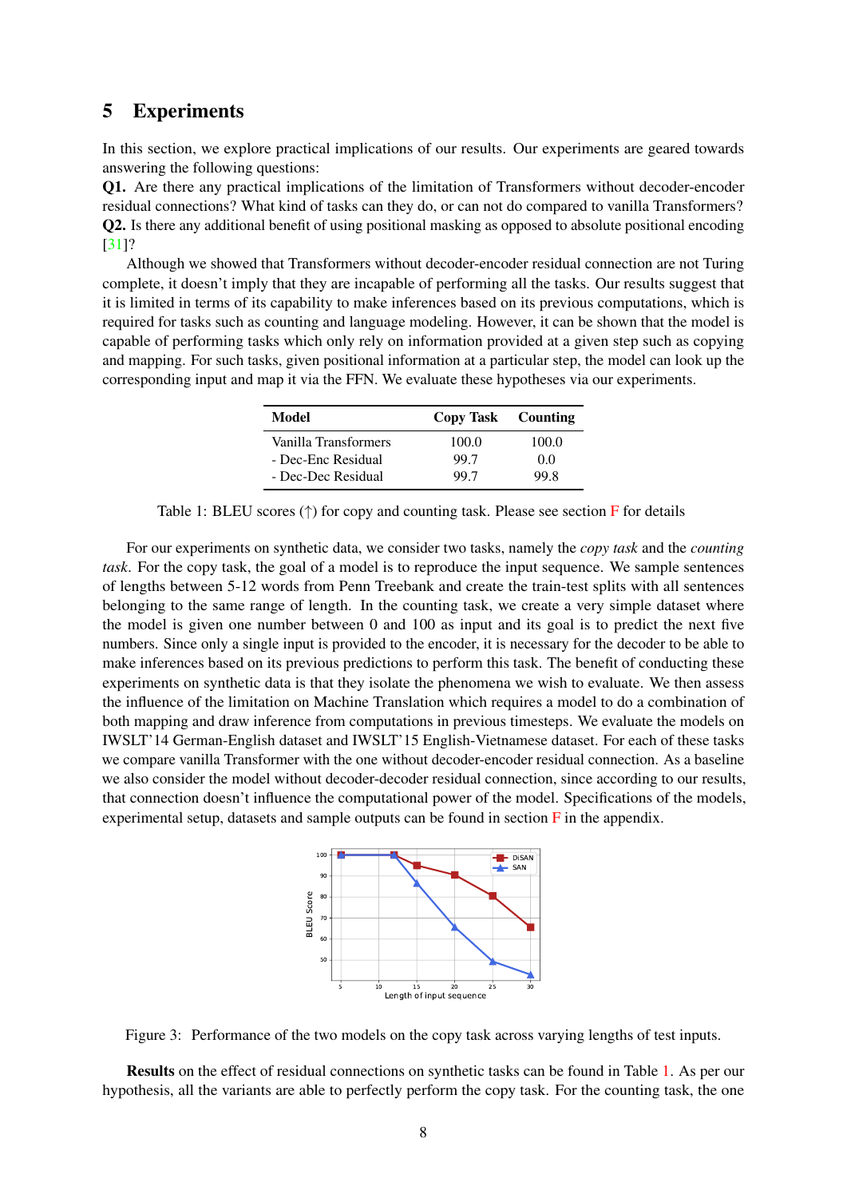## 5 Experiments

In this section, we explore practical implications of our results. Our experiments are geared towards answering the following questions:

**Q1.** Are there any practical implications of the limitation of Transformers without decoder-encoder residual connections? What kind of tasks can they do, or can not do compared to vanilla Transformers?

**Q2.** Is there any additional benefit of using positional masking as opposed to absolute positional encoding [31]?

Although we showed that Transformers without decoder-encoder residual connection are not Turing complete, it doesn't imply that they are incapable of performing all the tasks. Our results suggest that it is limited in terms of its capability to make inferences based on its previous computations, which is required for tasks such as counting and language modeling. However, it can be shown that the model is capable of performing tasks which only rely on information provided at a given step such as copying and mapping. For such tasks, given positional information at a particular step, the model can look up the corresponding input and map it via the FFN. We evaluate these hypotheses via our experiments.

| Model | Copy Task | Counting |
|---|---|---|
| Vanilla Transformers | 100.0 | 100.0 |
| - Dec-Enc Residual | 99.7 | 0.0 |
| - Dec-Dec Residual | 99.7 | 99.8 |

Table 1: BLEU scores (↑) for copy and counting task. Please see section F for details

For our experiments on synthetic data, we consider two tasks, namely the *copy task* and the *counting task*. For the copy task, the goal of a model is to reproduce the input sequence. We sample sentences of lengths between 5-12 words from Penn Treebank and create the train-test splits with all sentences belonging to the same range of length. In the counting task, we create a very simple dataset where the model is given one number between 0 and 100 as input and its goal is to predict the next five numbers. Since only a single input is provided to the encoder, it is necessary for the decoder to be able to make inferences based on its previous predictions to perform this task. The benefit of conducting these experiments on synthetic data is that they isolate the phenomena we wish to evaluate. We then assess the influence of the limitation on Machine Translation which requires a model to do a combination of both mapping and draw inference from computations in previous timesteps. We evaluate the models on IWSLT'14 German-English dataset and IWSLT'15 English-Vietnamese dataset. For each of these tasks we compare vanilla Transformer with the one without decoder-encoder residual connection. As a baseline we also consider the model without decoder-decoder residual connection, since according to our results, that connection doesn't influence the computational power of the model. Specifications of the models, experimental setup, datasets and sample outputs can be found in section F in the appendix.

Figure 3: Performance of the two models on the copy task across varying lengths of test inputs.

**Results** on the effect of residual connections on synthetic tasks can be found in Table 1. As per our hypothesis, all the variants are able to perfectly perform the copy task. For the counting task, the one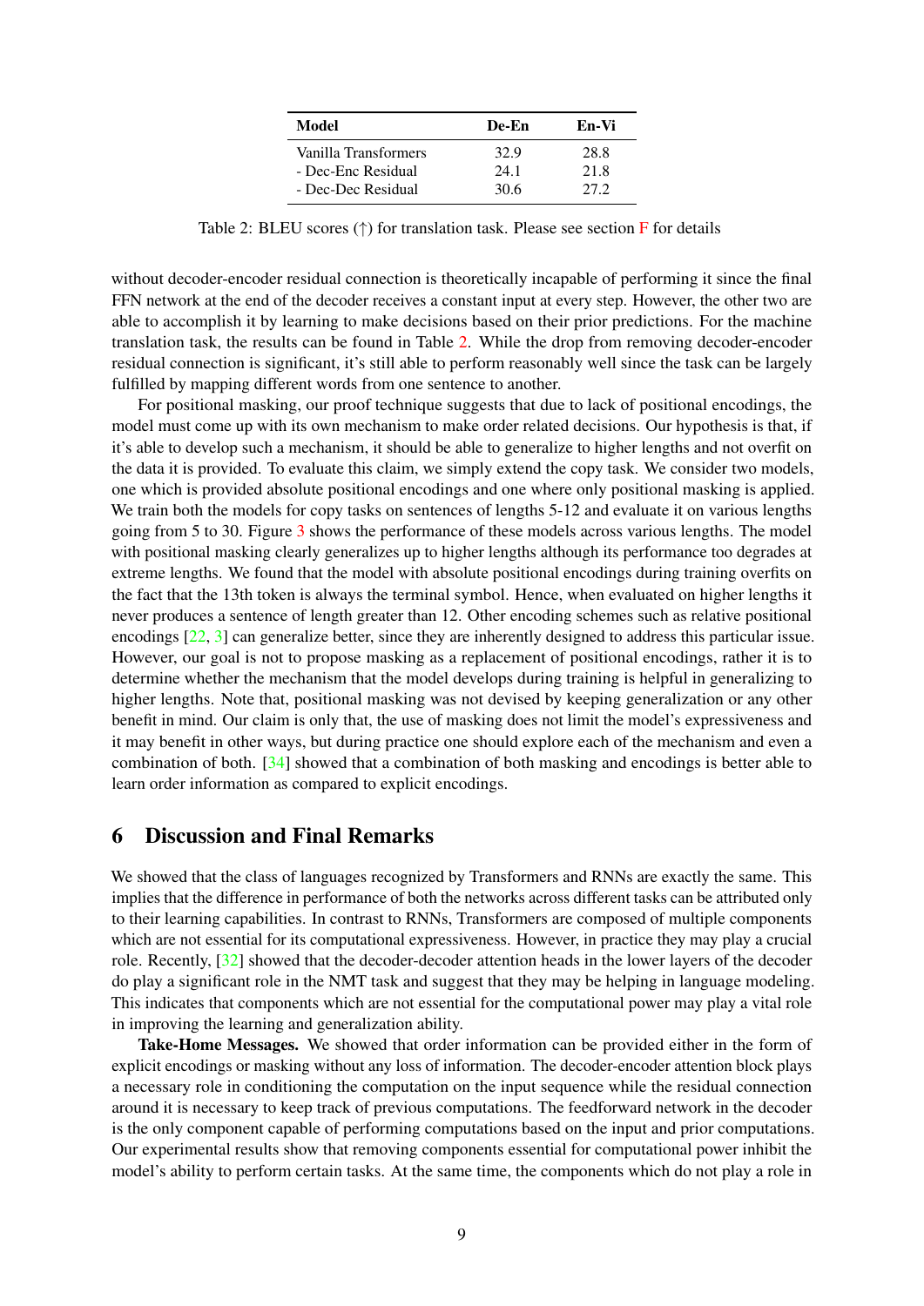| Model | De-En | En-Vi |
|---|---|---|
| Vanilla Transformers | 32.9 | 28.8 |
| - Dec-Enc Residual | 24.1 | 21.8 |
| - Dec-Dec Residual | 30.6 | 27.2 |

Table 2: BLEU scores (↑) for translation task. Please see section F for details

without decoder-encoder residual connection is theoretically incapable of performing it since the final FFN network at the end of the decoder receives a constant input at every step. However, the other two are able to accomplish it by learning to make decisions based on their prior predictions. For the machine translation task, the results can be found in Table 2. While the drop from removing decoder-encoder residual connection is significant, it's still able to perform reasonably well since the task can be largely fulfilled by mapping different words from one sentence to another.

For positional masking, our proof technique suggests that due to lack of positional encodings, the model must come up with its own mechanism to make order related decisions. Our hypothesis is that, if it's able to develop such a mechanism, it should be able to generalize to higher lengths and not overfit on the data it is provided. To evaluate this claim, we simply extend the copy task. We consider two models, one which is provided absolute positional encodings and one where only positional masking is applied. We train both the models for copy tasks on sentences of lengths 5-12 and evaluate it on various lengths going from 5 to 30. Figure 3 shows the performance of these models across various lengths. The model with positional masking clearly generalizes up to higher lengths although its performance too degrades at extreme lengths. We found that the model with absolute positional encodings during training overfits on the fact that the 13th token is always the terminal symbol. Hence, when evaluated on higher lengths it never produces a sentence of length greater than 12. Other encoding schemes such as relative positional encodings [22, 3] can generalize better, since they are inherently designed to address this particular issue. However, our goal is not to propose masking as a replacement of positional encodings, rather it is to determine whether the mechanism that the model develops during training is helpful in generalizing to higher lengths. Note that, positional masking was not devised by keeping generalization or any other benefit in mind. Our claim is only that, the use of masking does not limit the model's expressiveness and it may benefit in other ways, but during practice one should explore each of the mechanism and even a combination of both. [34] showed that a combination of both masking and encodings is better able to learn order information as compared to explicit encodings.

## 6 Discussion and Final Remarks

We showed that the class of languages recognized by Transformers and RNNs are exactly the same. This implies that the difference in performance of both the networks across different tasks can be attributed only to their learning capabilities. In contrast to RNNs, Transformers are composed of multiple components which are not essential for its computational expressiveness. However, in practice they may play a crucial role. Recently, [32] showed that the decoder-decoder attention heads in the lower layers of the decoder do play a significant role in the NMT task and suggest that they may be helping in language modeling. This indicates that components which are not essential for the computational power may play a vital role in improving the learning and generalization ability.

**Take-Home Messages.** We showed that order information can be provided either in the form of explicit encodings or masking without any loss of information. The decoder-encoder attention block plays a necessary role in conditioning the computation on the input sequence while the residual connection around it is necessary to keep track of previous computations. The feedforward network in the decoder is the only component capable of performing computations based on the input and prior computations. Our experimental results show that removing components essential for computational power inhibit the model's ability to perform certain tasks. At the same time, the components which do not play a role in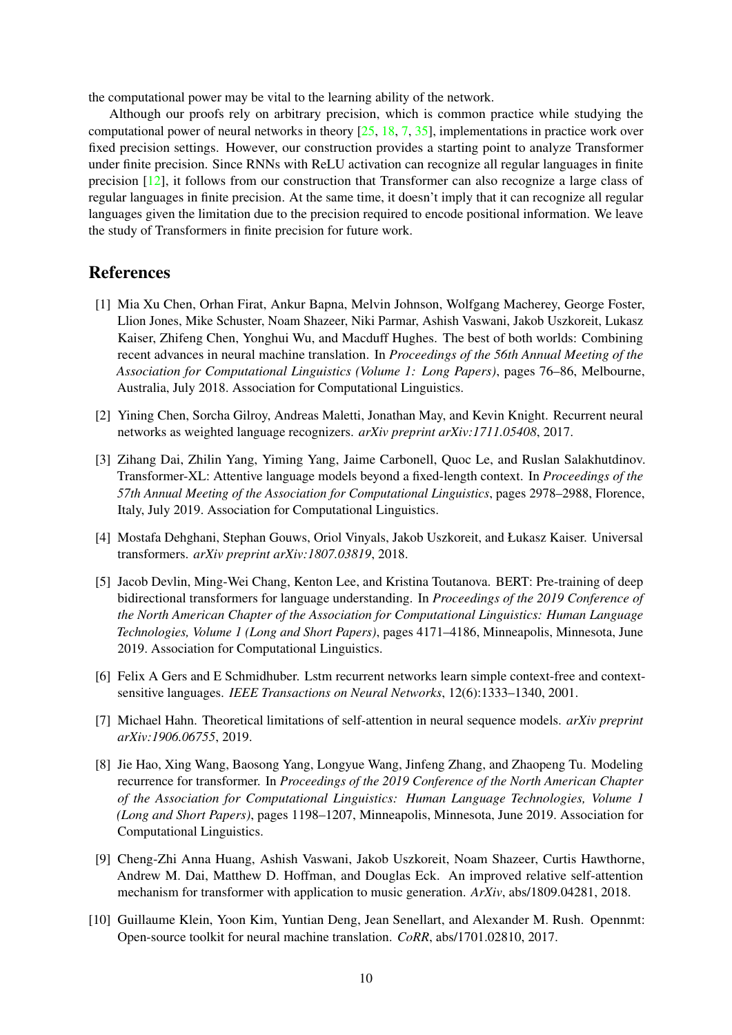the computational power may be vital to the learning ability of the network.

Although our proofs rely on arbitrary precision, which is common practice while studying the computational power of neural networks in theory [25, 18, 7, 35], implementations in practice work over fixed precision settings. However, our construction provides a starting point to analyze Transformer under finite precision. Since RNNs with ReLU activation can recognize all regular languages in finite precision [12], it follows from our construction that Transformer can also recognize a large class of regular languages in finite precision. At the same time, it doesn't imply that it can recognize all regular languages given the limitation due to the precision required to encode positional information. We leave the study of Transformers in finite precision for future work.

## References

[1] Mia Xu Chen, Orhan Firat, Ankur Bapna, Melvin Johnson, Wolfgang Macherey, George Foster, Llion Jones, Mike Schuster, Noam Shazeer, Niki Parmar, Ashish Vaswani, Jakob Uszkoreit, Lukasz Kaiser, Zhifeng Chen, Yonghui Wu, and Macduff Hughes. The best of both worlds: Combining recent advances in neural machine translation. In *Proceedings of the 56th Annual Meeting of the Association for Computational Linguistics (Volume 1: Long Papers)*, pages 76–86, Melbourne, Australia, July 2018. Association for Computational Linguistics.

[2] Yining Chen, Sorcha Gilroy, Andreas Maletti, Jonathan May, and Kevin Knight. Recurrent neural networks as weighted language recognizers. *arXiv preprint arXiv:1711.05408*, 2017.

[3] Zihang Dai, Zhilin Yang, Yiming Yang, Jaime Carbonell, Quoc Le, and Ruslan Salakhutdinov. Transformer-XL: Attentive language models beyond a fixed-length context. In *Proceedings of the 57th Annual Meeting of the Association for Computational Linguistics*, pages 2978–2988, Florence, Italy, July 2019. Association for Computational Linguistics.

[4] Mostafa Dehghani, Stephan Gouws, Oriol Vinyals, Jakob Uszkoreit, and Łukasz Kaiser. Universal transformers. *arXiv preprint arXiv:1807.03819*, 2018.

[5] Jacob Devlin, Ming-Wei Chang, Kenton Lee, and Kristina Toutanova. BERT: Pre-training of deep bidirectional transformers for language understanding. In *Proceedings of the 2019 Conference of the North American Chapter of the Association for Computational Linguistics: Human Language Technologies, Volume 1 (Long and Short Papers)*, pages 4171–4186, Minneapolis, Minnesota, June 2019. Association for Computational Linguistics.

[6] Felix A Gers and E Schmidhuber. Lstm recurrent networks learn simple context-free and context-sensitive languages. *IEEE Transactions on Neural Networks*, 12(6):1333–1340, 2001.

[7] Michael Hahn. Theoretical limitations of self-attention in neural sequence models. *arXiv preprint arXiv:1906.06755*, 2019.

[8] Jie Hao, Xing Wang, Baosong Yang, Longyue Wang, Jinfeng Zhang, and Zhaopeng Tu. Modeling recurrence for transformer. In *Proceedings of the 2019 Conference of the North American Chapter of the Association for Computational Linguistics: Human Language Technologies, Volume 1 (Long and Short Papers)*, pages 1198–1207, Minneapolis, Minnesota, June 2019. Association for Computational Linguistics.

[9] Cheng-Zhi Anna Huang, Ashish Vaswani, Jakob Uszkoreit, Noam Shazeer, Curtis Hawthorne, Andrew M. Dai, Matthew D. Hoffman, and Douglas Eck. An improved relative self-attention mechanism for transformer with application to music generation. *ArXiv*, abs/1809.04281, 2018.

[10] Guillaume Klein, Yoon Kim, Yuntian Deng, Jean Senellart, and Alexander M. Rush. Opennmt: Open-source toolkit for neural machine translation. *CoRR*, abs/1701.02810, 2017.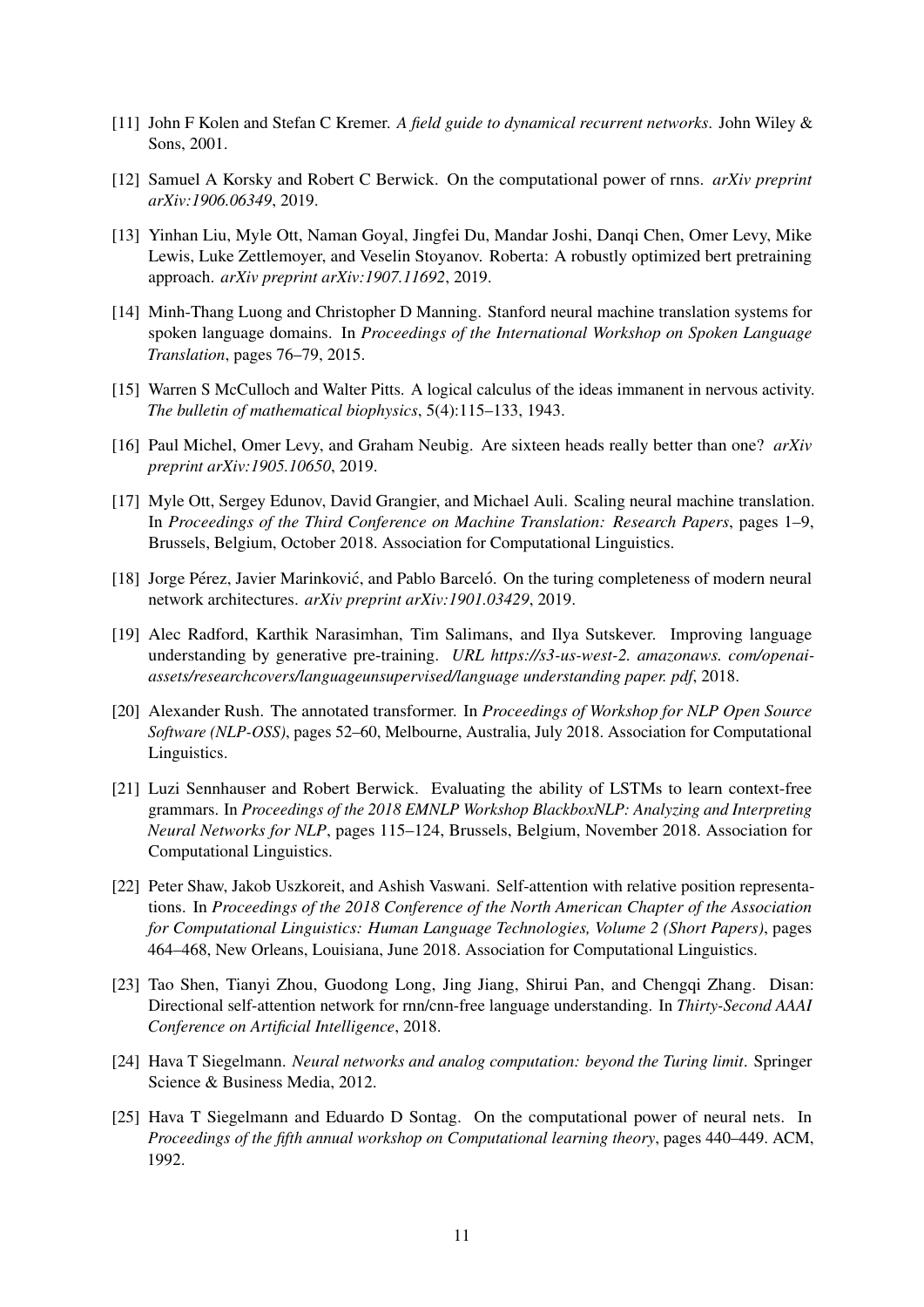[11] John F Kolen and Stefan C Kremer. *A field guide to dynamical recurrent networks*. John Wiley & Sons, 2001.

[12] Samuel A Korsky and Robert C Berwick. On the computational power of rnns. *arXiv preprint arXiv:1906.06349*, 2019.

[13] Yinhan Liu, Myle Ott, Naman Goyal, Jingfei Du, Mandar Joshi, Danqi Chen, Omer Levy, Mike Lewis, Luke Zettlemoyer, and Veselin Stoyanov. Roberta: A robustly optimized bert pretraining approach. *arXiv preprint arXiv:1907.11692*, 2019.

[14] Minh-Thang Luong and Christopher D Manning. Stanford neural machine translation systems for spoken language domains. In *Proceedings of the International Workshop on Spoken Language Translation*, pages 76–79, 2015.

[15] Warren S McCulloch and Walter Pitts. A logical calculus of the ideas immanent in nervous activity. *The bulletin of mathematical biophysics*, 5(4):115–133, 1943.

[16] Paul Michel, Omer Levy, and Graham Neubig. Are sixteen heads really better than one? *arXiv preprint arXiv:1905.10650*, 2019.

[17] Myle Ott, Sergey Edunov, David Grangier, and Michael Auli. Scaling neural machine translation. In *Proceedings of the Third Conference on Machine Translation: Research Papers*, pages 1–9, Brussels, Belgium, October 2018. Association for Computational Linguistics.

[18] Jorge Pérez, Javier Marinković, and Pablo Barceló. On the turing completeness of modern neural network architectures. *arXiv preprint arXiv:1901.03429*, 2019.

[19] Alec Radford, Karthik Narasimhan, Tim Salimans, and Ilya Sutskever. Improving language understanding by generative pre-training. *URL https://s3-us-west-2. amazonaws. com/openai-assets/researchcovers/languageunsupervised/language understanding paper. pdf*, 2018.

[20] Alexander Rush. The annotated transformer. In *Proceedings of Workshop for NLP Open Source Software (NLP-OSS)*, pages 52–60, Melbourne, Australia, July 2018. Association for Computational Linguistics.

[21] Luzi Sennhauser and Robert Berwick. Evaluating the ability of LSTMs to learn context-free grammars. In *Proceedings of the 2018 EMNLP Workshop BlackboxNLP: Analyzing and Interpreting Neural Networks for NLP*, pages 115–124, Brussels, Belgium, November 2018. Association for Computational Linguistics.

[22] Peter Shaw, Jakob Uszkoreit, and Ashish Vaswani. Self-attention with relative position representations. In *Proceedings of the 2018 Conference of the North American Chapter of the Association for Computational Linguistics: Human Language Technologies, Volume 2 (Short Papers)*, pages 464–468, New Orleans, Louisiana, June 2018. Association for Computational Linguistics.

[23] Tao Shen, Tianyi Zhou, Guodong Long, Jing Jiang, Shirui Pan, and Chengqi Zhang. Disan: Directional self-attention network for rnn/cnn-free language understanding. In *Thirty-Second AAAI Conference on Artificial Intelligence*, 2018.

[24] Hava T Siegelmann. *Neural networks and analog computation: beyond the Turing limit*. Springer Science & Business Media, 2012.

[25] Hava T Siegelmann and Eduardo D Sontag. On the computational power of neural nets. In *Proceedings of the fifth annual workshop on Computational learning theory*, pages 440–449. ACM, 1992.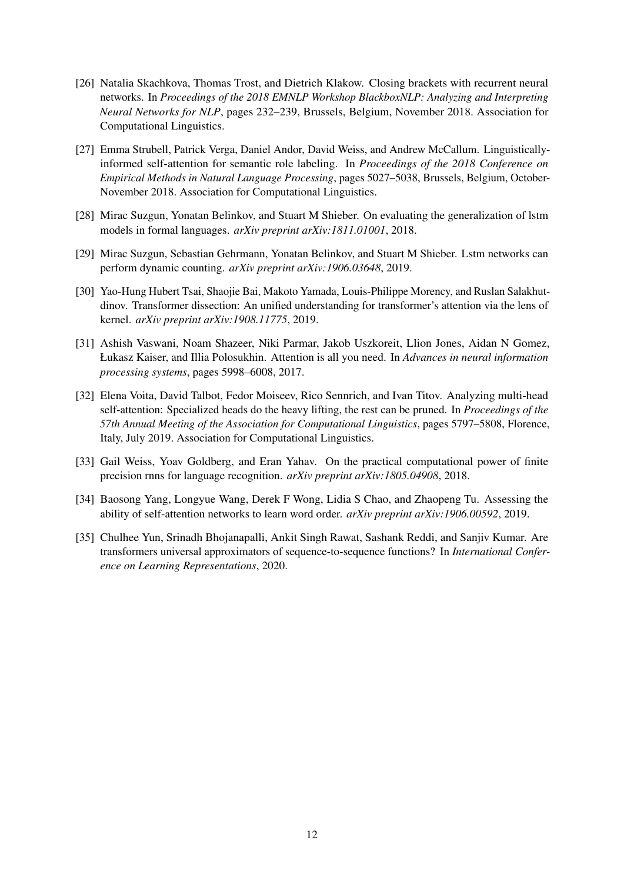[26] Natalia Skachkova, Thomas Trost, and Dietrich Klakow. Closing brackets with recurrent neural networks. In *Proceedings of the 2018 EMNLP Workshop BlackboxNLP: Analyzing and Interpreting Neural Networks for NLP*, pages 232–239, Brussels, Belgium, November 2018. Association for Computational Linguistics.

[27] Emma Strubell, Patrick Verga, Daniel Andor, David Weiss, and Andrew McCallum. Linguistically-informed self-attention for semantic role labeling. In *Proceedings of the 2018 Conference on Empirical Methods in Natural Language Processing*, pages 5027–5038, Brussels, Belgium, October-November 2018. Association for Computational Linguistics.

[28] Mirac Suzgun, Yonatan Belinkov, and Stuart M Shieber. On evaluating the generalization of lstm models in formal languages. *arXiv preprint arXiv:1811.01001*, 2018.

[29] Mirac Suzgun, Sebastian Gehrmann, Yonatan Belinkov, and Stuart M Shieber. Lstm networks can perform dynamic counting. *arXiv preprint arXiv:1906.03648*, 2019.

[30] Yao-Hung Hubert Tsai, Shaojie Bai, Makoto Yamada, Louis-Philippe Morency, and Ruslan Salakhutdinov. Transformer dissection: An unified understanding for transformer's attention via the lens of kernel. *arXiv preprint arXiv:1908.11775*, 2019.

[31] Ashish Vaswani, Noam Shazeer, Niki Parmar, Jakob Uszkoreit, Llion Jones, Aidan N Gomez, Łukasz Kaiser, and Illia Polosukhin. Attention is all you need. In *Advances in neural information processing systems*, pages 5998–6008, 2017.

[32] Elena Voita, David Talbot, Fedor Moiseev, Rico Sennrich, and Ivan Titov. Analyzing multi-head self-attention: Specialized heads do the heavy lifting, the rest can be pruned. In *Proceedings of the 57th Annual Meeting of the Association for Computational Linguistics*, pages 5797–5808, Florence, Italy, July 2019. Association for Computational Linguistics.

[33] Gail Weiss, Yoav Goldberg, and Eran Yahav. On the practical computational power of finite precision rnns for language recognition. *arXiv preprint arXiv:1805.04908*, 2018.

[34] Baosong Yang, Longyue Wang, Derek F Wong, Lidia S Chao, and Zhaopeng Tu. Assessing the ability of self-attention networks to learn word order. *arXiv preprint arXiv:1906.00592*, 2019.

[35] Chulhee Yun, Srinadh Bhojanapalli, Ankit Singh Rawat, Sashank Reddi, and Sanjiv Kumar. Are transformers universal approximators of sequence-to-sequence functions? In *International Conference on Learning Representations*, 2020.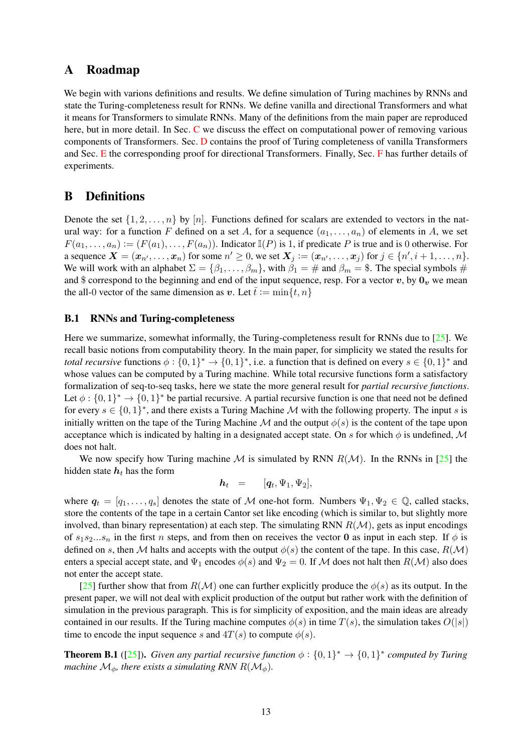# A Roadmap

We begin with varions definitions and results. We define simulation of Turing machines by RNNs and state the Turing-completeness result for RNNs. We define vanilla and directional Transformers and what it means for Transformers to simulate RNNs. Many of the definitions from the main paper are reproduced here, but in more detail. In Sec. C we discuss the effect on computational power of removing various components of Transformers. Sec. D contains the proof of Turing completeness of vanilla Transformers and Sec. E the corresponding proof for directional Transformers. Finally, Sec. F has further details of experiments.

# B Definitions

Denote the set $\{1, 2, \ldots, n\}$ by $[n]$. Functions defined for scalars are extended to vectors in the natural way: for a function $F$ defined on a set $A$, for a sequence $(a_1, \ldots, a_n)$ of elements in $A$, we set $F(a_1, \ldots, a_n) := (F(a_1), \ldots, F(a_n))$. Indicator $\mathbb{I}(P)$ is 1, if predicate $P$ is true and is 0 otherwise. For a sequence $\boldsymbol{X} = (\boldsymbol{x}_{n'}, \ldots, \boldsymbol{x}_n)$ for some $n' \geq 0$, we set $\boldsymbol{X}_j := (\boldsymbol{x}_{n'}, \ldots, \boldsymbol{x}_j)$ for $j \in \{n', i+1, \ldots, n\}$. We will work with an alphabet $\Sigma = \{\beta_1, \ldots, \beta_m\}$, with $\beta_1 = \#$ and $\beta_m = \$$. The special symbols # and \$ correspond to the beginning and end of the input sequence, resp. For a vector $\boldsymbol{v}$, by $\boldsymbol{0}_{\boldsymbol{v}}$ we mean the all-0 vector of the same dimension as $\boldsymbol{v}$. Let $\bar{t} := \min\{t, n\}$

## B.1 RNNs and Turing-completeness

Here we summarize, somewhat informally, the Turing-completeness result for RNNs due to [25]. We recall basic notions from computability theory. In the main paper, for simplicity we stated the results for *total recursive* functions $\phi : \{0,1\}^* \to \{0,1\}^*$, i.e. a function that is defined on every $s \in \{0,1\}^*$ and whose values can be computed by a Turing machine. While total recursive functions form a satisfactory formalization of seq-to-seq tasks, here we state the more general result for *partial recursive functions*. Let $\phi : \{0,1\}^* \to \{0,1\}^*$ be partial recursive. A partial recursive function is one that need not be defined for every $s \in \{0,1\}^*$, and there exists a Turing Machine $\mathcal{M}$ with the following property. The input $s$ is initially written on the tape of the Turing Machine $\mathcal{M}$ and the output $\phi(s)$ is the content of the tape upon acceptance which is indicated by halting in a designated accept state. On $s$ for which $\phi$ is undefined, $\mathcal{M}$ does not halt.

We now specify how Turing machine $\mathcal{M}$ is simulated by RNN $R(\mathcal{M})$. In the RNNs in [25] the hidden state $\boldsymbol{h}_t$ has the form

$$\boldsymbol{h}_t \quad = \quad [\boldsymbol{q}_t, \Psi_1, \Psi_2],$$

where $\boldsymbol{q}_t = [q_1, \ldots, q_s]$ denotes the state of $\mathcal{M}$ one-hot form. Numbers $\Psi_1, \Psi_2 \in \mathbb{Q}$, called stacks, store the contents of the tape in a certain Cantor set like encoding (which is similar to, but slightly more involved, than binary representation) at each step. The simulating RNN $R(\mathcal{M})$, gets as input encodings of $s_1 s_2 \ldots s_n$ in the first $n$ steps, and from then on receives the vector $\boldsymbol{0}$ as input in each step. If $\phi$ is defined on $s$, then $\mathcal{M}$ halts and accepts with the output $\phi(s)$ the content of the tape. In this case, $R(\mathcal{M})$ enters a special accept state, and $\Psi_1$ encodes $\phi(s)$ and $\Psi_2 = 0$. If $\mathcal{M}$ does not halt then $R(\mathcal{M})$ also does not enter the accept state.

[25] further show that from $R(\mathcal{M})$ one can further explicitly produce the $\phi(s)$ as its output. In the present paper, we will not deal with explicit production of the output but rather work with the definition of simulation in the previous paragraph. This is for simplicity of exposition, and the main ideas are already contained in our results. If the Turing machine computes $\phi(s)$ in time $T(s)$, the simulation takes $O(|s|)$ time to encode the input sequence $s$ and $4T(s)$ to compute $\phi(s)$.

**Theorem B.1** ([25]). *Given any partial recursive function $\phi : \{0,1\}^* \to \{0,1\}^*$ computed by Turing machine $\mathcal{M}_\phi$, there exists a simulating RNN $R(\mathcal{M}_\phi)$.*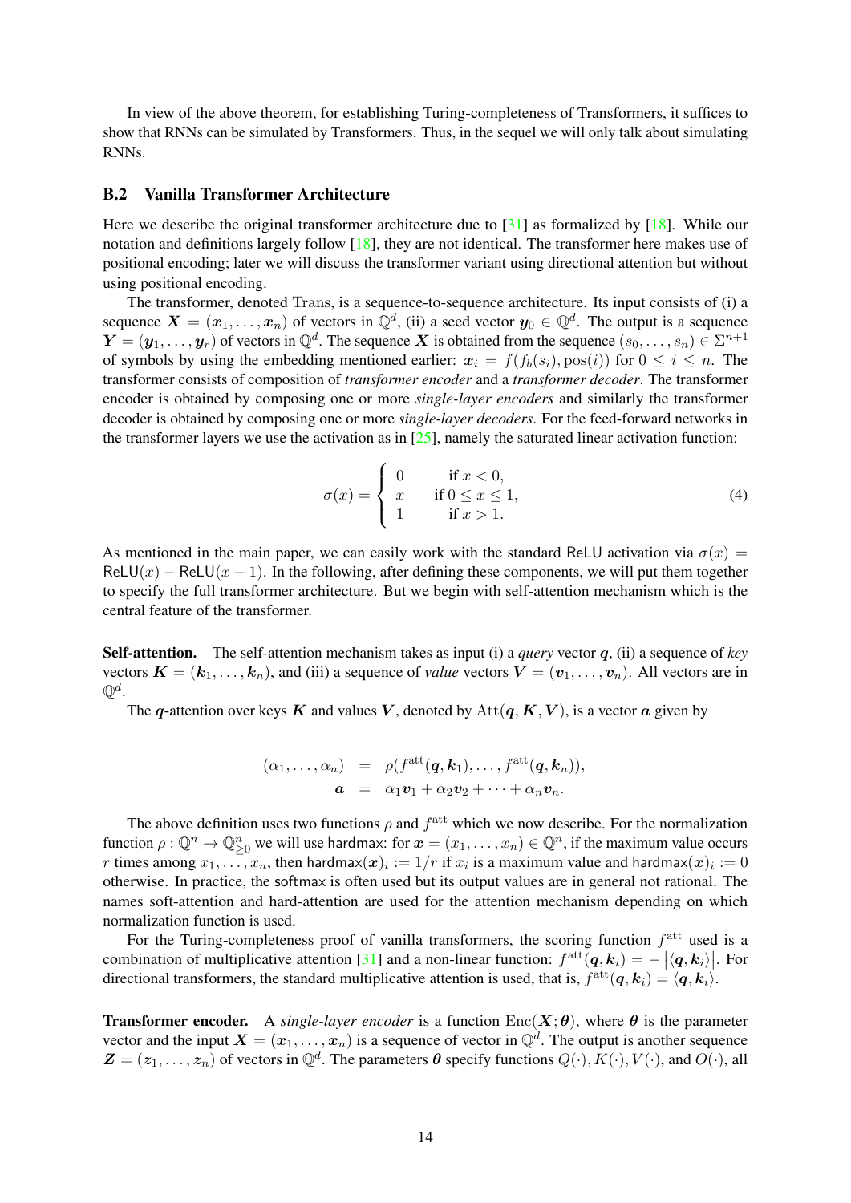In view of the above theorem, for establishing Turing-completeness of Transformers, it suffices to show that RNNs can be simulated by Transformers. Thus, in the sequel we will only talk about simulating RNNs.

## B.2 Vanilla Transformer Architecture

Here we describe the original transformer architecture due to [31] as formalized by [18]. While our notation and definitions largely follow [18], they are not identical. The transformer here makes use of positional encoding; later we will discuss the transformer variant using directional attention but without using positional encoding.

The transformer, denoted $\mathrm{Trans}$, is a sequence-to-sequence architecture. Its input consists of (i) a sequence $\boldsymbol{X} = (\boldsymbol{x}_1, \ldots, \boldsymbol{x}_n)$ of vectors in $\mathbb{Q}^d$, (ii) a seed vector $\boldsymbol{y}_0 \in \mathbb{Q}^d$. The output is a sequence $\boldsymbol{Y} = (\boldsymbol{y}_1, \ldots, \boldsymbol{y}_r)$ of vectors in $\mathbb{Q}^d$. The sequence $\boldsymbol{X}$ is obtained from the sequence $(s_0, \ldots, s_n) \in \Sigma^{n+1}$ of symbols by using the embedding mentioned earlier: $\boldsymbol{x}_i = f(f_b(s_i), \mathrm{pos}(i))$ for $0 \leq i \leq n$. The transformer consists of composition of *transformer encoder* and a *transformer decoder*. The transformer encoder is obtained by composing one or more *single-layer encoders* and similarly the transformer decoder is obtained by composing one or more *single-layer decoders*. For the feed-forward networks in the transformer layers we use the activation as in [25], namely the saturated linear activation function:

$$\sigma(x) = \begin{cases} 0 & \text{if } x < 0, \\ x & \text{if } 0 \leq x \leq 1, \\ 1 & \text{if } x > 1. \end{cases} \tag{4}$$

As mentioned in the main paper, we can easily work with the standard ReLU activation via $\sigma(x) = \mathsf{ReLU}(x) - \mathsf{ReLU}(x-1)$. In the following, after defining these components, we will put them together to specify the full transformer architecture. But we begin with self-attention mechanism which is the central feature of the transformer.

**Self-attention.** The self-attention mechanism takes as input (i) a *query* vector $\boldsymbol{q}$, (ii) a sequence of *key* vectors $\boldsymbol{K} = (\boldsymbol{k}_1, \ldots, \boldsymbol{k}_n)$, and (iii) a sequence of *value* vectors $\boldsymbol{V} = (\boldsymbol{v}_1, \ldots, \boldsymbol{v}_n)$. All vectors are in $\mathbb{Q}^d$.

The $\boldsymbol{q}$-attention over keys $\boldsymbol{K}$ and values $\boldsymbol{V}$, denoted by $\mathrm{Att}(\boldsymbol{q}, \boldsymbol{K}, \boldsymbol{V})$, is a vector $\boldsymbol{a}$ given by

$$\begin{aligned} (\alpha_1, \ldots, \alpha_n) &= \rho(f^{\mathrm{att}}(\boldsymbol{q}, \boldsymbol{k}_1), \ldots, f^{\mathrm{att}}(\boldsymbol{q}, \boldsymbol{k}_n)), \\ \boldsymbol{a} &= \alpha_1 \boldsymbol{v}_1 + \alpha_2 \boldsymbol{v}_2 + \cdots + \alpha_n \boldsymbol{v}_n. \end{aligned}$$

The above definition uses two functions $\rho$ and $f^{\mathrm{att}}$ which we now describe. For the normalization function $\rho : \mathbb{Q}^n \to \mathbb{Q}^n_{\geq 0}$ we will use hardmax: for $\boldsymbol{x} = (x_1, \ldots, x_n) \in \mathbb{Q}^n$, if the maximum value occurs $r$ times among $x_1, \ldots, x_n$, then $\mathsf{hardmax}(\boldsymbol{x})_i := 1/r$ if $x_i$ is a maximum value and $\mathsf{hardmax}(\boldsymbol{x})_i := 0$ otherwise. In practice, the softmax is often used but its output values are in general not rational. The names soft-attention and hard-attention are used for the attention mechanism depending on which normalization function is used.

For the Turing-completeness proof of vanilla transformers, the scoring function $f^{\mathrm{att}}$ used is a combination of multiplicative attention [31] and a non-linear function: $f^{\mathrm{att}}(\boldsymbol{q}, \boldsymbol{k}_i) = -\left|\langle \boldsymbol{q}, \boldsymbol{k}_i \rangle\right|$. For directional transformers, the standard multiplicative attention is used, that is, $f^{\mathrm{att}}(\boldsymbol{q}, \boldsymbol{k}_i) = \langle \boldsymbol{q}, \boldsymbol{k}_i \rangle$.

**Transformer encoder.** A *single-layer encoder* is a function $\mathrm{Enc}(\boldsymbol{X}; \boldsymbol{\theta})$, where $\boldsymbol{\theta}$ is the parameter vector and the input $\boldsymbol{X} = (\boldsymbol{x}_1, \ldots, \boldsymbol{x}_n)$ is a sequence of vector in $\mathbb{Q}^d$. The output is another sequence $\boldsymbol{Z} = (\boldsymbol{z}_1, \ldots, \boldsymbol{z}_n)$ of vectors in $\mathbb{Q}^d$. The parameters $\boldsymbol{\theta}$ specify functions $Q(\cdot), K(\cdot), V(\cdot)$, and $O(\cdot)$, all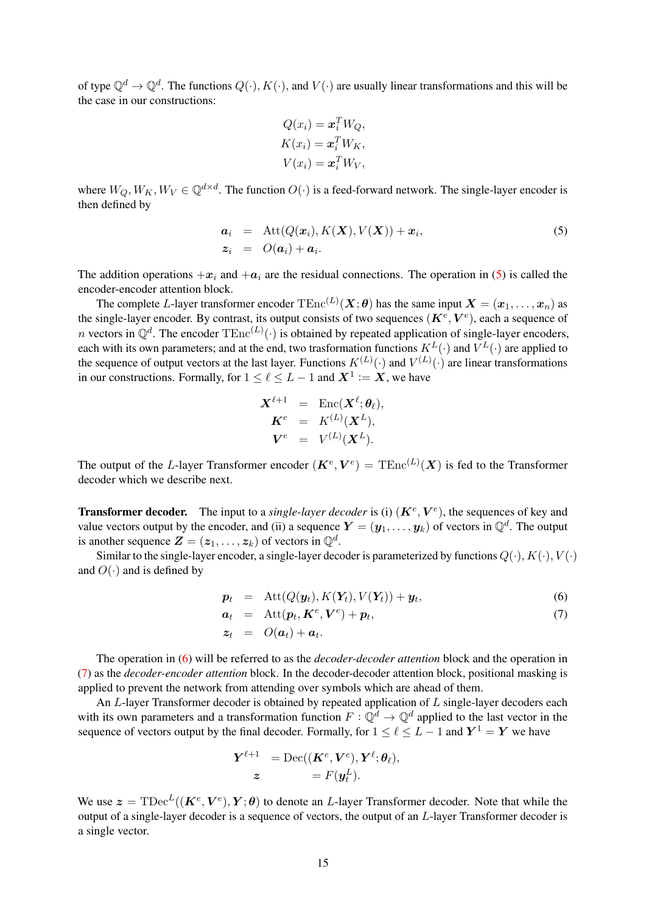of type $\mathbb{Q}^d \to \mathbb{Q}^d$. The functions $Q(\cdot)$, $K(\cdot)$, and $V(\cdot)$ are usually linear transformations and this will be the case in our constructions:

$$
\begin{aligned}
Q(x_i) &= \boldsymbol{x}_i^T W_Q, \\
K(x_i) &= \boldsymbol{x}_i^T W_K, \\
V(x_i) &= \boldsymbol{x}_i^T W_V,
\end{aligned}
$$

where $W_Q, W_K, W_V \in \mathbb{Q}^{d \times d}$. The function $O(\cdot)$ is a feed-forward network. The single-layer encoder is then defined by

$$
\begin{aligned}
\boldsymbol{a}_i &= \operatorname{Att}(Q(\boldsymbol{x}_i), K(\boldsymbol{X}), V(\boldsymbol{X})) + \boldsymbol{x}_i, \\
\boldsymbol{z}_i &= O(\boldsymbol{a}_i) + \boldsymbol{a}_i.
\end{aligned} \tag{5}
$$

The addition operations $+\boldsymbol{x}_i$ and $+\boldsymbol{a}_i$ are the residual connections. The operation in (5) is called the encoder-encoder attention block.

The complete $L$-layer transformer encoder $\operatorname{TEnc}^{(L)}(\boldsymbol{X}; \boldsymbol{\theta})$ has the same input $\boldsymbol{X} = (\boldsymbol{x}_1, \ldots, \boldsymbol{x}_n)$ as the single-layer encoder. By contrast, its output consists of two sequences $(\boldsymbol{K}^e, \boldsymbol{V}^e)$, each a sequence of $n$ vectors in $\mathbb{Q}^d$. The encoder $\operatorname{TEnc}^{(L)}(\cdot)$ is obtained by repeated application of single-layer encoders, each with its own parameters; and at the end, two trasformation functions $K^L(\cdot)$ and $V^L(\cdot)$ are applied to the sequence of output vectors at the last layer. Functions $K^{(L)}(\cdot)$ and $V^{(L)}(\cdot)$ are linear transformations in our constructions. Formally, for $1 \leq \ell \leq L-1$ and $\boldsymbol{X}^1 := \boldsymbol{X}$, we have

$$
\begin{aligned}
\boldsymbol{X}^{\ell+1} &= \operatorname{Enc}(\boldsymbol{X}^{\ell}; \boldsymbol{\theta}_\ell), \\
\boldsymbol{K}^e &= K^{(L)}(\boldsymbol{X}^L), \\
\boldsymbol{V}^e &= V^{(L)}(\boldsymbol{X}^L).
\end{aligned}
$$

The output of the $L$-layer Transformer encoder $(\boldsymbol{K}^e, \boldsymbol{V}^e) = \operatorname{TEnc}^{(L)}(\boldsymbol{X})$ is fed to the Transformer decoder which we describe next.

**Transformer decoder.** The input to a *single-layer decoder* is (i) $(\boldsymbol{K}^e, \boldsymbol{V}^e)$, the sequences of key and value vectors output by the encoder, and (ii) a sequence $\boldsymbol{Y} = (\boldsymbol{y}_1, \ldots, \boldsymbol{y}_k)$ of vectors in $\mathbb{Q}^d$. The output is another sequence $\boldsymbol{Z} = (\boldsymbol{z}_1, \ldots, \boldsymbol{z}_k)$ of vectors in $\mathbb{Q}^d$.

Similar to the single-layer encoder, a single-layer decoder is parameterized by functions $Q(\cdot), K(\cdot), V(\cdot)$ and $O(\cdot)$ and is defined by

$$
\boldsymbol{p}_t = \operatorname{Att}(Q(\boldsymbol{y}_t), K(\boldsymbol{Y}_t), V(\boldsymbol{Y}_t)) + \boldsymbol{y}_t, \tag{6}
$$

$$
\boldsymbol{a}_t = \operatorname{Att}(\boldsymbol{p}_t, \boldsymbol{K}^e, \boldsymbol{V}^e) + \boldsymbol{p}_t, \tag{7}
$$

$$
\boldsymbol{z}_t = O(\boldsymbol{a}_t) + \boldsymbol{a}_t.
$$

The operation in (6) will be referred to as the *decoder-decoder attention* block and the operation in (7) as the *decoder-encoder attention* block. In the decoder-decoder attention block, positional masking is applied to prevent the network from attending over symbols which are ahead of them.

An $L$-layer Transformer decoder is obtained by repeated application of $L$ single-layer decoders each with its own parameters and a transformation function $F : \mathbb{Q}^d \to \mathbb{Q}^d$ applied to the last vector in the sequence of vectors output by the final decoder. Formally, for $1 \leq \ell \leq L-1$ and $\boldsymbol{Y}^1 = \boldsymbol{Y}$ we have

$$
\begin{aligned}
\boldsymbol{Y}^{\ell+1} &= \operatorname{Dec}((\boldsymbol{K}^e, \boldsymbol{V}^e), \boldsymbol{Y}^{\ell}; \boldsymbol{\theta}_\ell), \\
\boldsymbol{z} &= F(\boldsymbol{y}_t^L).
\end{aligned}
$$

We use $\boldsymbol{z} = \operatorname{TDec}^L((\boldsymbol{K}^e, \boldsymbol{V}^e), \boldsymbol{Y}; \boldsymbol{\theta})$ to denote an $L$-layer Transformer decoder. Note that while the output of a single-layer decoder is a sequence of vectors, the output of an $L$-layer Transformer decoder is a single vector.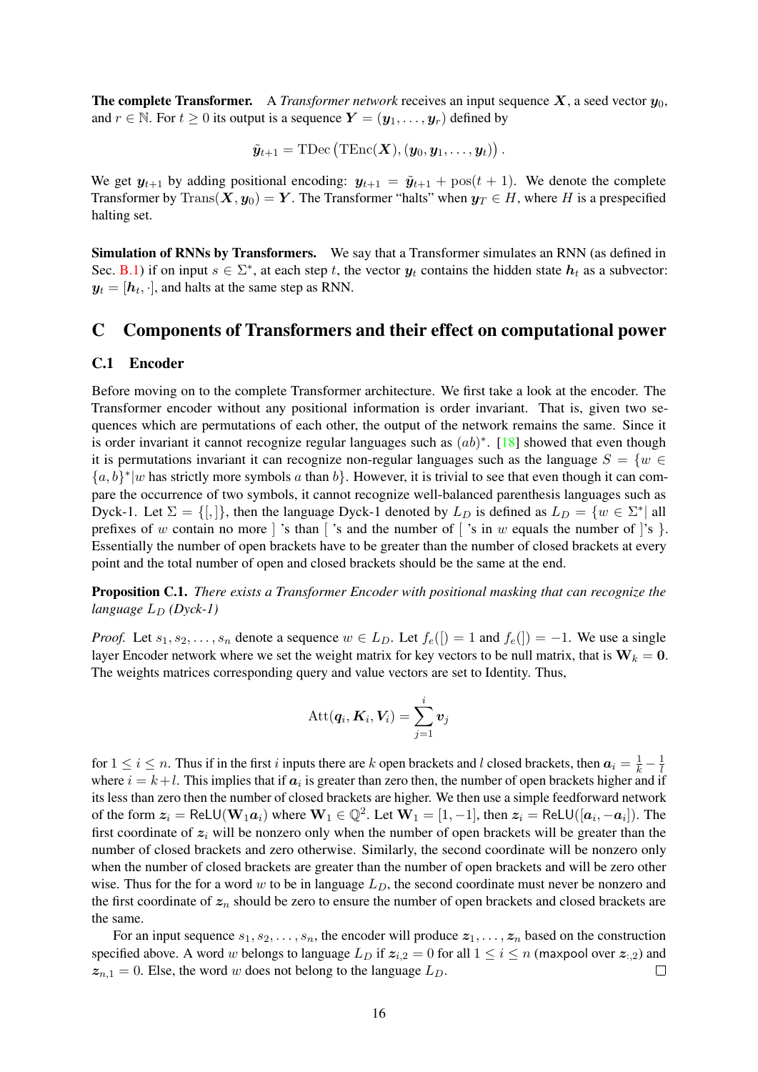**The complete Transformer.** A *Transformer network* receives an input sequence $\boldsymbol{X}$, a seed vector $\boldsymbol{y}_0$, and $r \in \mathbb{N}$. For $t \geq 0$ its output is a sequence $\boldsymbol{Y} = (\boldsymbol{y}_1, \ldots, \boldsymbol{y}_r)$ defined by

$$\tilde{\boldsymbol{y}}_{t+1} = \mathrm{TDec}\left(\mathrm{TEnc}(\boldsymbol{X}), (\boldsymbol{y}_0, \boldsymbol{y}_1, \ldots, \boldsymbol{y}_t)\right).$$

We get $\boldsymbol{y}_{t+1}$ by adding positional encoding: $\boldsymbol{y}_{t+1} = \tilde{\boldsymbol{y}}_{t+1} + \mathrm{pos}(t+1)$. We denote the complete Transformer by $\mathrm{Trans}(\boldsymbol{X}, \boldsymbol{y}_0) = \boldsymbol{Y}$. The Transformer "halts" when $\boldsymbol{y}_T \in H$, where $H$ is a prespecified halting set.

**Simulation of RNNs by Transformers.** We say that a Transformer simulates an RNN (as defined in Sec. B.1) if on input $s \in \Sigma^*$, at each step $t$, the vector $\boldsymbol{y}_t$ contains the hidden state $\boldsymbol{h}_t$ as a subvector: $\boldsymbol{y}_t = [\boldsymbol{h}_t, \cdot]$, and halts at the same step as RNN.

## C Components of Transformers and their effect on computational power

### C.1 Encoder

Before moving on to the complete Transformer architecture. We first take a look at the encoder. The Transformer encoder without any positional information is order invariant. That is, given two sequences which are permutations of each other, the output of the network remains the same. Since it is order invariant it cannot recognize regular languages such as $(ab)^*$. [18] showed that even though it is permutations invariant it can recognize non-regular languages such as the language $S = \{w \in \{a,b\}^* | w \text{ has strictly more symbols } a \text{ than } b\}$. However, it is trivial to see that even though it can compare the occurrence of two symbols, it cannot recognize well-balanced parenthesis languages such as Dyck-1. Let $\Sigma = \{[, ]\}$, then the language Dyck-1 denoted by $L_D$ is defined as $L_D = \{w \in \Sigma^* |$ all prefixes of $w$ contain no more ] 's than [ 's and the number of [ 's in $w$ equals the number of ]'s }. Essentially the number of open brackets have to be greater than the number of closed brackets at every point and the total number of open and closed brackets should be the same at the end.

**Proposition C.1.** *There exists a Transformer Encoder with positional masking that can recognize the language $L_D$ (Dyck-1)*

*Proof.* Let $s_1, s_2, \ldots, s_n$ denote a sequence $w \in L_D$. Let $f_e([) = 1$ and $f_e(]) = -1$. We use a single layer Encoder network where we set the weight matrix for key vectors to be null matrix, that is $\mathbf{W}_k = \mathbf{0}$. The weights matrices corresponding query and value vectors are set to Identity. Thus,

$$\mathrm{Att}(\boldsymbol{q}_i, \boldsymbol{K}_i, \boldsymbol{V}_i) = \sum_{j=1}^{i} \boldsymbol{v}_j$$

for $1 \leq i \leq n$. Thus if in the first $i$ inputs there are $k$ open brackets and $l$ closed brackets, then $\boldsymbol{a}_i = \frac{1}{k} - \frac{1}{l}$ where $i = k + l$. This implies that if $\boldsymbol{a}_i$ is greater than zero then, the number of open brackets higher and if its less than zero then the number of closed brackets are higher. We then use a simple feedforward network of the form $\boldsymbol{z}_i = \mathsf{ReLU}(\mathbf{W}_1 \boldsymbol{a}_i)$ where $\mathbf{W}_1 \in \mathbb{Q}^2$. Let $\mathbf{W}_1 = [1, -1]$, then $\boldsymbol{z}_i = \mathsf{ReLU}([\boldsymbol{a}_i, -\boldsymbol{a}_i])$. The first coordinate of $\boldsymbol{z}_i$ will be nonzero only when the number of open brackets will be greater than the number of closed brackets and zero otherwise. Similarly, the second coordinate will be nonzero only when the number of closed brackets are greater than the number of open brackets and will be zero other wise. Thus for the for a word $w$ to be in language $L_D$, the second coordinate must never be nonzero and the first coordinate of $\boldsymbol{z}_n$ should be zero to ensure the number of open brackets and closed brackets are the same.

For an input sequence $s_1, s_2, \ldots, s_n$, the encoder will produce $\boldsymbol{z}_1, \ldots, \boldsymbol{z}_n$ based on the construction specified above. A word $w$ belongs to language $L_D$ if $\boldsymbol{z}_{i,2} = 0$ for all $1 \leq i \leq n$ (maxpool over $\boldsymbol{z}_{:,2}$) and $\boldsymbol{z}_{n,1} = 0$. Else, the word $w$ does not belong to the language $L_D$. $\square$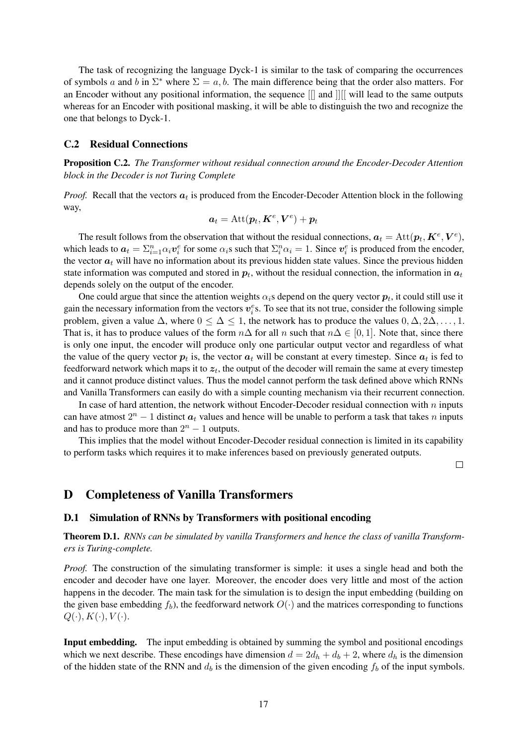The task of recognizing the language Dyck-1 is similar to the task of comparing the occurrences of symbols $a$ and $b$ in $\Sigma^*$ where $\Sigma = a, b$. The main difference being that the order also matters. For an Encoder without any positional information, the sequence [[] and ]][[ will lead to the same outputs whereas for an Encoder with positional masking, it will be able to distinguish the two and recognize the one that belongs to Dyck-1.

### C.2 Residual Connections

**Proposition C.2.** *The Transformer without residual connection around the Encoder-Decoder Attention block in the Decoder is not Turing Complete*

*Proof.* Recall that the vectors $\boldsymbol{a}_t$ is produced from the Encoder-Decoder Attention block in the following way,

$$\boldsymbol{a}_t = \mathrm{Att}(\boldsymbol{p}_t, \boldsymbol{K}^e, \boldsymbol{V}^e) + \boldsymbol{p}_t$$

The result follows from the observation that without the residual connections, $\boldsymbol{a}_t = \mathrm{Att}(\boldsymbol{p}_t, \boldsymbol{K}^e, \boldsymbol{V}^e)$, which leads to $\boldsymbol{a}_t = \Sigma_{i=1}^n \alpha_i \boldsymbol{v}_i^e$ for some $\alpha_i$s such that $\Sigma_i^n \alpha_i = 1$. Since $\boldsymbol{v}_i^e$ is produced from the encoder, the vector $\boldsymbol{a}_t$ will have no information about its previous hidden state values. Since the previous hidden state information was computed and stored in $\boldsymbol{p}_t$, without the residual connection, the information in $\boldsymbol{a}_t$ depends solely on the output of the encoder.

One could argue that since the attention weights $\alpha_i$s depend on the query vector $\boldsymbol{p}_t$, it could still use it gain the necessary information from the vectors $\boldsymbol{v}_i^e$s. To see that its not true, consider the following simple problem, given a value $\Delta$, where $0 \leq \Delta \leq 1$, the network has to produce the values $0, \Delta, 2\Delta, \ldots, 1$. That is, it has to produce values of the form $n\Delta$ for all $n$ such that $n\Delta \in [0, 1]$. Note that, since there is only one input, the encoder will produce only one particular output vector and regardless of what the value of the query vector $\boldsymbol{p}_t$ is, the vector $\boldsymbol{a}_t$ will be constant at every timestep. Since $\boldsymbol{a}_t$ is fed to feedforward network which maps it to $\boldsymbol{z}_t$, the output of the decoder will remain the same at every timestep and it cannot produce distinct values. Thus the model cannot perform the task defined above which RNNs and Vanilla Transformers can easily do with a simple counting mechanism via their recurrent connection.

In case of hard attention, the network without Encoder-Decoder residual connection with $n$ inputs can have atmost $2^n - 1$ distinct $\boldsymbol{a}_t$ values and hence will be unable to perform a task that takes $n$ inputs and has to produce more than $2^n - 1$ outputs.

This implies that the model without Encoder-Decoder residual connection is limited in its capability to perform tasks which requires it to make inferences based on previously generated outputs. □

## D Completeness of Vanilla Transformers

### D.1 Simulation of RNNs by Transformers with positional encoding

**Theorem D.1.** *RNNs can be simulated by vanilla Transformers and hence the class of vanilla Transformers is Turing-complete.*

*Proof.* The construction of the simulating transformer is simple: it uses a single head and both the encoder and decoder have one layer. Moreover, the encoder does very little and most of the action happens in the decoder. The main task for the simulation is to design the input embedding (building on the given base embedding $f_b$), the feedforward network $O(\cdot)$ and the matrices corresponding to functions $Q(\cdot), K(\cdot), V(\cdot)$.

**Input embedding.** The input embedding is obtained by summing the symbol and positional encodings which we next describe. These encodings have dimension $d = 2d_h + d_b + 2$, where $d_h$ is the dimension of the hidden state of the RNN and $d_b$ is the dimension of the given encoding $f_b$ of the input symbols.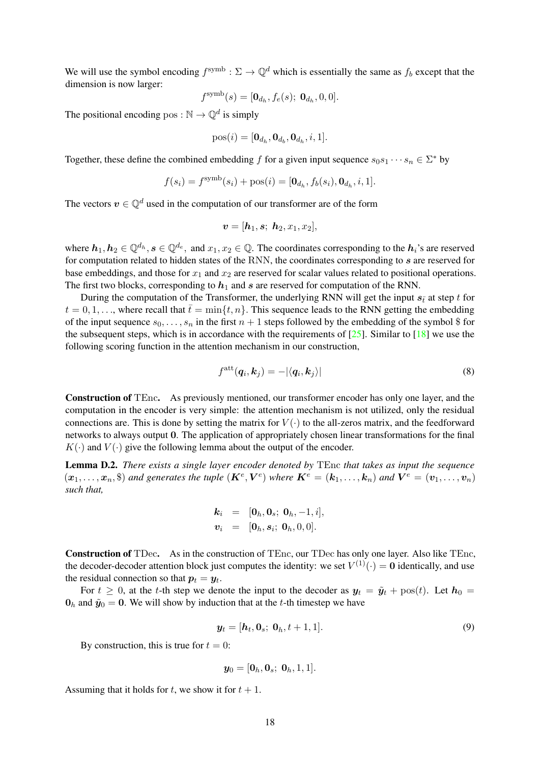We will use the symbol encoding $f^{\text{symb}} : \Sigma \to \mathbb{Q}^d$ which is essentially the same as $f_b$ except that the dimension is now larger:

$$f^{\text{symb}}(s) = [\mathbf{0}_{d_h}, f_e(s);\ \mathbf{0}_{d_h}, 0, 0].$$

The positional encoding $\text{pos} : \mathbb{N} \to \mathbb{Q}^d$ is simply

$$\text{pos}(i) = [\mathbf{0}_{d_h}, \mathbf{0}_{d_b}, \mathbf{0}_{d_h}, i, 1].$$

Together, these define the combined embedding $f$ for a given input sequence $s_0 s_1 \cdots s_n \in \Sigma^*$ by

$$f(s_i) = f^{\text{symb}}(s_i) + \text{pos}(i) = [\mathbf{0}_{d_h}, f_b(s_i), \mathbf{0}_{d_h}, i, 1].$$

The vectors $\boldsymbol{v} \in \mathbb{Q}^d$ used in the computation of our transformer are of the form

$$\boldsymbol{v} = [\boldsymbol{h}_1, \boldsymbol{s};\ \boldsymbol{h}_2, x_1, x_2],$$

where $\boldsymbol{h}_1, \boldsymbol{h}_2 \in \mathbb{Q}^{d_h}, \boldsymbol{s} \in \mathbb{Q}^{d_e},$ and $x_1, x_2 \in \mathbb{Q}$. The coordinates corresponding to the $\boldsymbol{h}_i$'s are reserved for computation related to hidden states of the RNN, the coordinates corresponding to $\boldsymbol{s}$ are reserved for base embeddings, and those for $x_1$ and $x_2$ are reserved for scalar values related to positional operations. The first two blocks, corresponding to $\boldsymbol{h}_1$ and $\boldsymbol{s}$ are reserved for computation of the RNN.

During the computation of the Transformer, the underlying RNN will get the input $\boldsymbol{s}_{\bar{t}}$ at step $t$ for $t = 0, 1, \ldots$, where recall that $\bar{t} = \min\{t, n\}$. This sequence leads to the RNN getting the embedding of the input sequence $s_0, \ldots, s_n$ in the first $n + 1$ steps followed by the embedding of the symbol \$ for the subsequent steps, which is in accordance with the requirements of [25]. Similar to [18] we use the following scoring function in the attention mechanism in our construction,

$$f^{\text{att}}(\boldsymbol{q}_i, \boldsymbol{k}_j) = -|\langle \boldsymbol{q}_i, \boldsymbol{k}_j \rangle| \tag{8}$$

**Construction of** TEnc**.** As previously mentioned, our transformer encoder has only one layer, and the computation in the encoder is very simple: the attention mechanism is not utilized, only the residual connections are. This is done by setting the matrix for $V(\cdot)$ to the all-zeros matrix, and the feedforward networks to always output $\mathbf{0}$. The application of appropriately chosen linear transformations for the final $K(\cdot)$ and $V(\cdot)$ give the following lemma about the output of the encoder.

**Lemma D.2.** *There exists a single layer encoder denoted by* TEnc *that takes as input the sequence* $(\boldsymbol{x}_1, \ldots, \boldsymbol{x}_n, \$)$ *and generates the tuple* $(\boldsymbol{K}^e, \boldsymbol{V}^e)$ *where* $\boldsymbol{K}^e = (\boldsymbol{k}_1, \ldots, \boldsymbol{k}_n)$ *and* $\boldsymbol{V}^e = (\boldsymbol{v}_1, \ldots, \boldsymbol{v}_n)$ *such that,*

$$\begin{aligned}
\boldsymbol{k}_i &= [\mathbf{0}_h, \mathbf{0}_s;\ \mathbf{0}_h, -1, i], \\
\boldsymbol{v}_i &= [\mathbf{0}_h, \boldsymbol{s}_i;\ \mathbf{0}_h, 0, 0].
\end{aligned}$$

**Construction of** TDec**.** As in the construction of TEnc, our TDec has only one layer. Also like TEnc, the decoder-decoder attention block just computes the identity: we set $V^{(1)}(\cdot) = \mathbf{0}$ identically, and use the residual connection so that $\boldsymbol{p}_t = \boldsymbol{y}_t$.

For $t \geq 0$, at the $t$-th step we denote the input to the decoder as $\boldsymbol{y}_t = \tilde{\boldsymbol{y}}_t + \text{pos}(t)$. Let $\boldsymbol{h}_0 = \mathbf{0}_h$ and $\tilde{\boldsymbol{y}}_0 = \mathbf{0}$. We will show by induction that at the $t$-th timestep we have

$$\boldsymbol{y}_t = [\boldsymbol{h}_t, \mathbf{0}_s;\ \mathbf{0}_h, t + 1, 1]. \tag{9}$$

By construction, this is true for $t = 0$:

$$\boldsymbol{y}_0 = [\mathbf{0}_h, \mathbf{0}_s;\ \mathbf{0}_h, 1, 1].$$

Assuming that it holds for $t$, we show it for $t + 1$.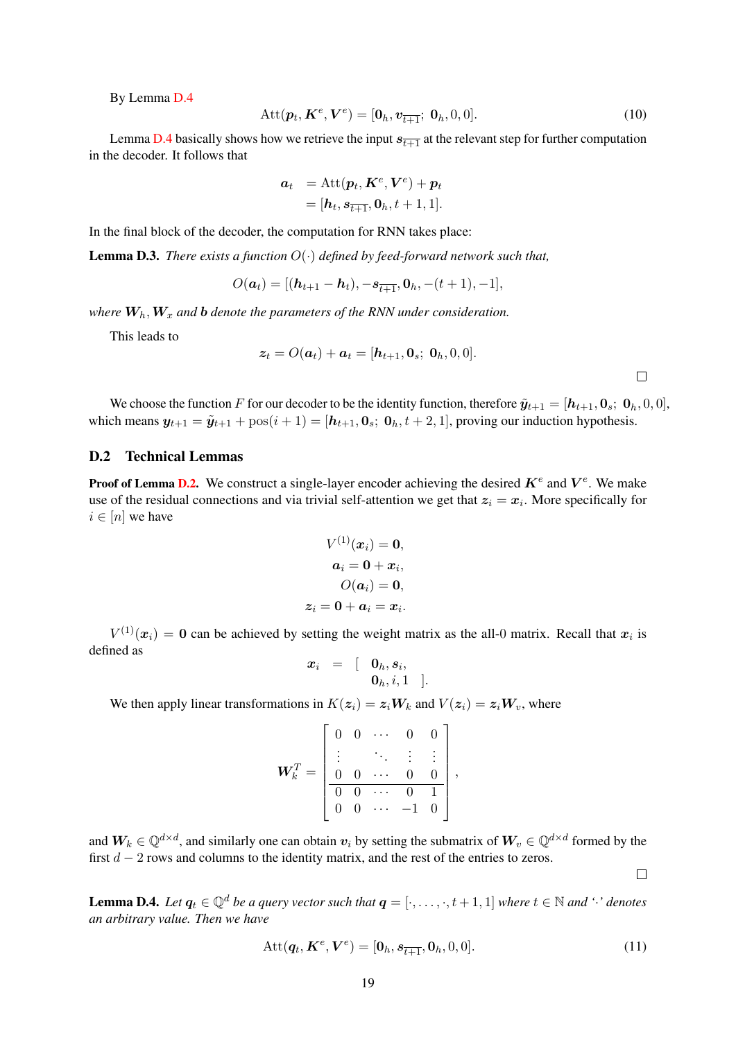By Lemma D.4

$$\mathrm{Att}(\boldsymbol{p}_t, \boldsymbol{K}^e, \boldsymbol{V}^e) = [\mathbf{0}_h, \boldsymbol{v}_{\overline{t+1}};\ \mathbf{0}_h, 0, 0]. \tag{10}$$

Lemma D.4 basically shows how we retrieve the input $\boldsymbol{s}_{\overline{t+1}}$ at the relevant step for further computation in the decoder. It follows that

$$\begin{aligned} \boldsymbol{a}_t &= \mathrm{Att}(\boldsymbol{p}_t, \boldsymbol{K}^e, \boldsymbol{V}^e) + \boldsymbol{p}_t \\ &= [\boldsymbol{h}_t, \boldsymbol{s}_{\overline{t+1}}, \mathbf{0}_h, t+1, 1]. \end{aligned}$$

In the final block of the decoder, the computation for RNN takes place:

**Lemma D.3.** *There exists a function $O(\cdot)$ defined by feed-forward network such that,*

$$O(\boldsymbol{a}_t) = [(\boldsymbol{h}_{t+1} - \boldsymbol{h}_t), -\boldsymbol{s}_{\overline{t+1}}, \mathbf{0}_h, -(t+1), -1],$$

*where $\boldsymbol{W}_h, \boldsymbol{W}_x$ and $\boldsymbol{b}$ denote the parameters of the RNN under consideration.*

This leads to

$$\boldsymbol{z}_t = O(\boldsymbol{a}_t) + \boldsymbol{a}_t = [\boldsymbol{h}_{t+1}, \mathbf{0}_s;\ \mathbf{0}_h, 0, 0].$$

□

We choose the function $F$ for our decoder to be the identity function, therefore $\tilde{\boldsymbol{y}}_{t+1} = [\boldsymbol{h}_{t+1}, \mathbf{0}_s;\ \mathbf{0}_h, 0, 0]$, which means $\boldsymbol{y}_{t+1} = \tilde{\boldsymbol{y}}_{t+1} + \mathrm{pos}(i+1) = [\boldsymbol{h}_{t+1}, \mathbf{0}_s;\ \mathbf{0}_h, t+2, 1]$, proving our induction hypothesis.

## D.2 Technical Lemmas

**Proof of Lemma D.2.** We construct a single-layer encoder achieving the desired $\boldsymbol{K}^e$ and $\boldsymbol{V}^e$. We make use of the residual connections and via trivial self-attention we get that $\boldsymbol{z}_i = \boldsymbol{x}_i$. More specifically for $i \in [n]$ we have

$$\begin{aligned} V^{(1)}(\boldsymbol{x}_i) &= \mathbf{0}, \\ \boldsymbol{a}_i &= \mathbf{0} + \boldsymbol{x}_i, \\ O(\boldsymbol{a}_i) &= \mathbf{0}, \\ \boldsymbol{z}_i &= \mathbf{0} + \boldsymbol{a}_i = \boldsymbol{x}_i. \end{aligned}$$

$V^{(1)}(\boldsymbol{x}_i) = \mathbf{0}$ can be achieved by setting the weight matrix as the all-0 matrix. Recall that $\boldsymbol{x}_i$ is defined as

$$\boldsymbol{x}_i = [\ \mathbf{0}_h, \boldsymbol{s}_i, \ \mathbf{0}_h, i, 1\ ].$$

We then apply linear transformations in $K(\boldsymbol{z}_i) = \boldsymbol{z}_i \boldsymbol{W}_k$ and $V(\boldsymbol{z}_i) = \boldsymbol{z}_i \boldsymbol{W}_v$, where

$$\boldsymbol{W}_k^T = \left[\begin{array}{ccccc} 0 & 0 & \cdots & 0 & 0 \\ \vdots & & \ddots & \vdots & \vdots \\ 0 & 0 & \cdots & 0 & 0 \\ \hline 0 & 0 & \cdots & 0 & 1 \\ 0 & 0 & \cdots & -1 & 0 \end{array}\right],$$

and $\boldsymbol{W}_k \in \mathbb{Q}^{d \times d}$, and similarly one can obtain $\boldsymbol{v}_i$ by setting the submatrix of $\boldsymbol{W}_v \in \mathbb{Q}^{d \times d}$ formed by the first $d-2$ rows and columns to the identity matrix, and the rest of the entries to zeros.

□

**Lemma D.4.** *Let $\boldsymbol{q}_t \in \mathbb{Q}^d$ be a query vector such that $\boldsymbol{q} = [\cdot, \ldots, \cdot, t+1, 1]$ where $t \in \mathbb{N}$ and '$\cdot$' denotes an arbitrary value. Then we have*

$$\mathrm{Att}(\boldsymbol{q}_t, \boldsymbol{K}^e, \boldsymbol{V}^e) = [\mathbf{0}_h, \boldsymbol{s}_{\overline{t+1}}, \mathbf{0}_h, 0, 0]. \tag{11}$$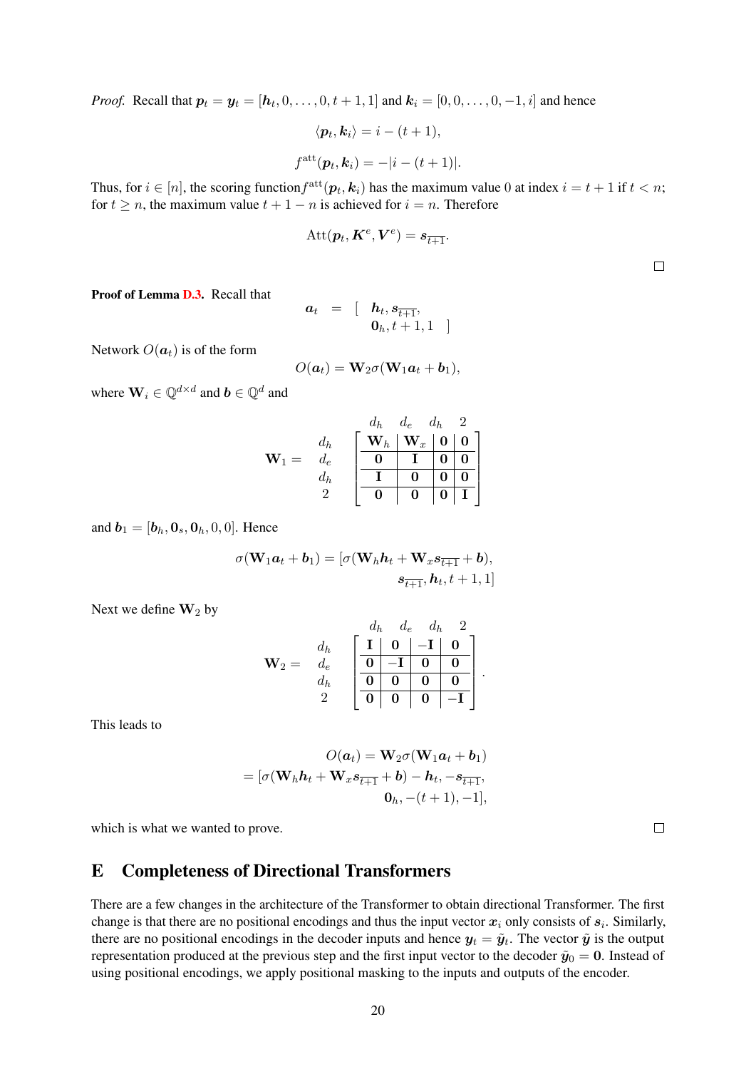*Proof.* Recall that $\boldsymbol{p}_t = \boldsymbol{y}_t = [\boldsymbol{h}_t, 0, \ldots, 0, t+1, 1]$ and $\boldsymbol{k}_i = [0, 0, \ldots, 0, -1, i]$ and hence

$$\langle \boldsymbol{p}_t, \boldsymbol{k}_i \rangle = i - (t+1),$$

$$f^{\text{att}}(\boldsymbol{p}_t, \boldsymbol{k}_i) = -|i - (t+1)|.$$

Thus, for $i \in [n]$, the scoring function $f^{\text{att}}(\boldsymbol{p}_t, \boldsymbol{k}_i)$ has the maximum value 0 at index $i = t+1$ if $t < n$; for $t \geq n$, the maximum value $t + 1 - n$ is achieved for $i = n$. Therefore

$$\text{Att}(\boldsymbol{p}_t, \boldsymbol{K}^e, \boldsymbol{V}^e) = \boldsymbol{s}_{\overline{t+1}}.$$

$\square$

**Proof of Lemma D.3.** Recall that

$$\boldsymbol{a}_t = [\ \boldsymbol{h}_t, \boldsymbol{s}_{\overline{t+1}}, \mathbf{0}_h, t+1, 1\ ]$$

Network $O(\boldsymbol{a}_t)$ is of the form

$$O(\boldsymbol{a}_t) = \mathbf{W}_2 \sigma(\mathbf{W}_1 \boldsymbol{a}_t + \boldsymbol{b}_1),$$

where $\mathbf{W}_i \in \mathbb{Q}^{d \times d}$ and $\boldsymbol{b} \in \mathbb{Q}^d$ and

$$\mathbf{W}_1 = \begin{array}{c} \\ d_h \\ d_e \\ d_h \\ 2 \end{array} \begin{array}{c} \begin{array}{cccc} d_h & d_e & d_h & 2 \end{array} \\ \left[\begin{array}{c|c|c|c} \mathbf{W}_h & \mathbf{W}_x & \mathbf{0} & \mathbf{0} \\ \hline \mathbf{0} & \mathbf{I} & \mathbf{0} & \mathbf{0} \\ \hline \mathbf{I} & \mathbf{0} & \mathbf{0} & \mathbf{0} \\ \hline \mathbf{0} & \mathbf{0} & \mathbf{0} & \mathbf{I} \end{array}\right] \end{array}$$

and $\boldsymbol{b}_1 = [\boldsymbol{b}_h, \mathbf{0}_s, \mathbf{0}_h, 0, 0]$. Hence

$$\sigma(\mathbf{W}_1 \boldsymbol{a}_t + \boldsymbol{b}_1) = [\sigma(\mathbf{W}_h \boldsymbol{h}_t + \mathbf{W}_x \boldsymbol{s}_{\overline{t+1}} + \boldsymbol{b}), \boldsymbol{s}_{\overline{t+1}}, \boldsymbol{h}_t, t+1, 1]$$

Next we define $\mathbf{W}_2$ by

$$\mathbf{W}_2 = \begin{array}{c} \\ d_h \\ d_e \\ d_h \\ 2 \end{array} \begin{array}{c} \begin{array}{cccc} d_h & d_e & d_h & 2 \end{array} \\ \left[\begin{array}{c|c|c|c} \mathbf{I} & \mathbf{0} & -\mathbf{I} & \mathbf{0} \\ \hline \mathbf{0} & -\mathbf{I} & \mathbf{0} & \mathbf{0} \\ \hline \mathbf{0} & \mathbf{0} & \mathbf{0} & \mathbf{0} \\ \hline \mathbf{0} & \mathbf{0} & \mathbf{0} & -\mathbf{I} \end{array}\right] \end{array}.$$

This leads to

$$\begin{aligned} O(\boldsymbol{a}_t) &= \mathbf{W}_2 \sigma(\mathbf{W}_1 \boldsymbol{a}_t + \boldsymbol{b}_1) \\ &= [\sigma(\mathbf{W}_h \boldsymbol{h}_t + \mathbf{W}_x \boldsymbol{s}_{\overline{t+1}} + \boldsymbol{b}) - \boldsymbol{h}_t, -\boldsymbol{s}_{\overline{t+1}}, \\ &\qquad \mathbf{0}_h, -(t+1), -1], \end{aligned}$$

which is what we wanted to prove. $\square$

## E Completeness of Directional Transformers

There are a few changes in the architecture of the Transformer to obtain directional Transformer. The first change is that there are no positional encodings and thus the input vector $\boldsymbol{x}_i$ only consists of $\boldsymbol{s}_i$. Similarly, there are no positional encodings in the decoder inputs and hence $\boldsymbol{y}_t = \tilde{\boldsymbol{y}}_t$. The vector $\tilde{\boldsymbol{y}}$ is the output representation produced at the previous step and the first input vector to the decoder $\tilde{\boldsymbol{y}}_0 = \mathbf{0}$. Instead of using positional encodings, we apply positional masking to the inputs and outputs of the encoder.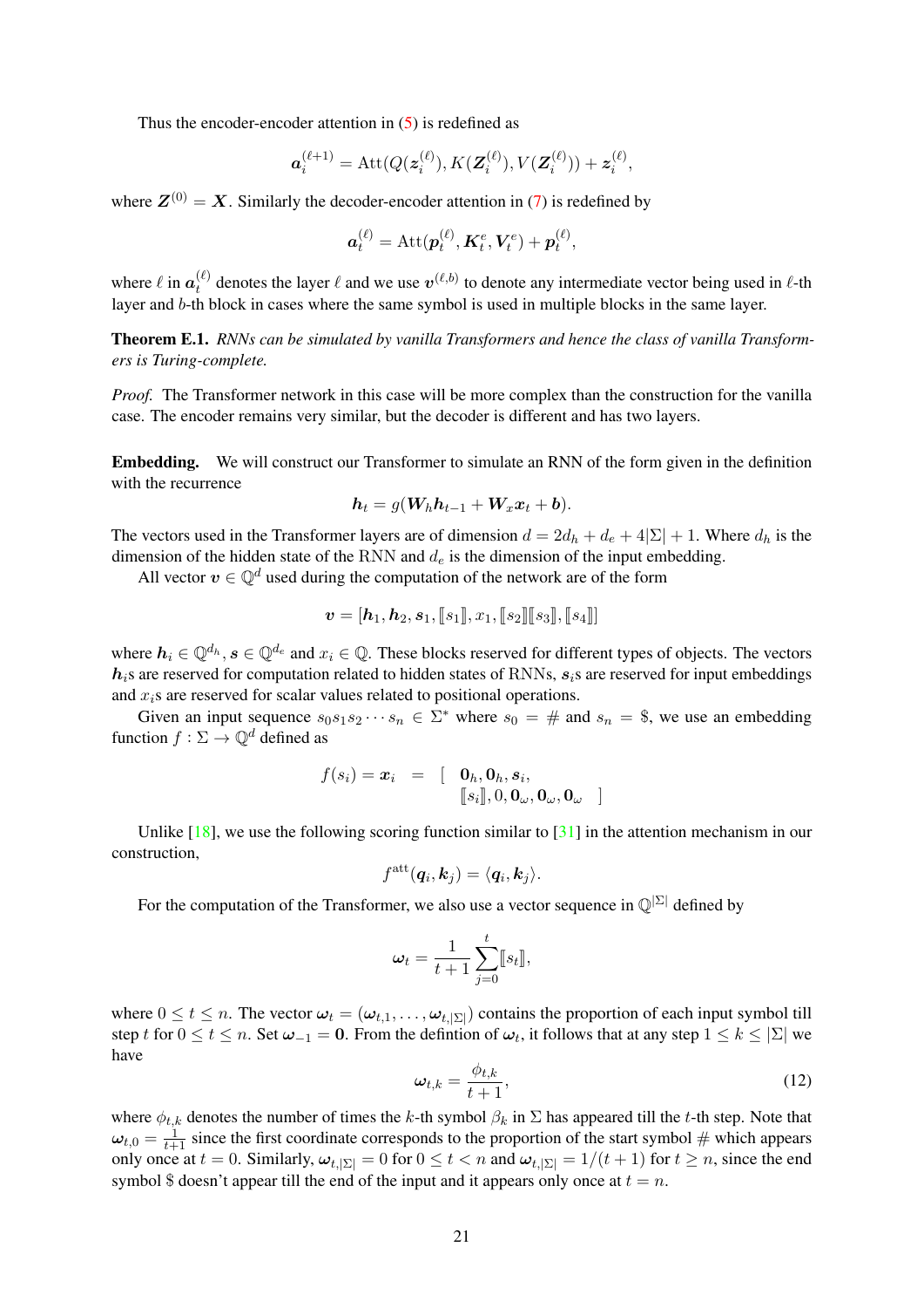Thus the encoder-encoder attention in (5) is redefined as

$$\boldsymbol{a}_i^{(\ell+1)} = \text{Att}(Q(\boldsymbol{z}_i^{(\ell)}), K(\boldsymbol{Z}_i^{(\ell)}), V(\boldsymbol{Z}_i^{(\ell)})) + \boldsymbol{z}_i^{(\ell)},$$

where $\boldsymbol{Z}^{(0)} = \boldsymbol{X}$. Similarly the decoder-encoder attention in (7) is redefined by

$$\boldsymbol{a}_t^{(\ell)} = \text{Att}(\boldsymbol{p}_t^{(\ell)}, \boldsymbol{K}_t^e, \boldsymbol{V}_t^e) + \boldsymbol{p}_t^{(\ell)},$$

where $\ell$ in $\boldsymbol{a}_t^{(\ell)}$ denotes the layer $\ell$ and we use $\boldsymbol{v}^{(\ell,b)}$ to denote any intermediate vector being used in $\ell$-th layer and $b$-th block in cases where the same symbol is used in multiple blocks in the same layer.

**Theorem E.1.** *RNNs can be simulated by vanilla Transformers and hence the class of vanilla Transformers is Turing-complete.*

*Proof.* The Transformer network in this case will be more complex than the construction for the vanilla case. The encoder remains very similar, but the decoder is different and has two layers.

**Embedding.** We will construct our Transformer to simulate an RNN of the form given in the definition with the recurrence

$$\boldsymbol{h}_t = g(\boldsymbol{W}_h \boldsymbol{h}_{t-1} + \boldsymbol{W}_x \boldsymbol{x}_t + \boldsymbol{b}).$$

The vectors used in the Transformer layers are of dimension $d = 2d_h + d_e + 4|\Sigma| + 1$. Where $d_h$ is the dimension of the hidden state of the RNN and $d_e$ is the dimension of the input embedding.

All vector $\boldsymbol{v} \in \mathbb{Q}^d$ used during the computation of the network are of the form

$$\boldsymbol{v} = [\boldsymbol{h}_1, \boldsymbol{h}_2, \boldsymbol{s}_1, [\![s_1]\!], x_1, [\![s_2]\!][\![s_3]\!], [\![s_4]\!]]$$

where $\boldsymbol{h}_i \in \mathbb{Q}^{d_h}$, $\boldsymbol{s} \in \mathbb{Q}^{d_e}$ and $x_i \in \mathbb{Q}$. These blocks reserved for different types of objects. The vectors $\boldsymbol{h}_i$s are reserved for computation related to hidden states of RNNs, $\boldsymbol{s}_i$s are reserved for input embeddings and $x_i$s are reserved for scalar values related to positional operations.

Given an input sequence $s_0 s_1 s_2 \cdots s_n \in \Sigma^*$ where $s_0 = \#$ and $s_n = \$$, we use an embedding function $f : \Sigma \to \mathbb{Q}^d$ defined as

$$\begin{aligned} f(s_i) = \boldsymbol{x}_i \quad = \quad [ \quad & \boldsymbol{0}_h, \boldsymbol{0}_h, \boldsymbol{s}_i, \\ & [\![s_i]\!], 0, \boldsymbol{0}_\omega, \boldsymbol{0}_\omega, \boldsymbol{0}_\omega \quad ] \end{aligned}$$

Unlike [18], we use the following scoring function similar to [31] in the attention mechanism in our construction,

$$f^{\text{att}}(\boldsymbol{q}_i, \boldsymbol{k}_j) = \langle \boldsymbol{q}_i, \boldsymbol{k}_j \rangle.$$

For the computation of the Transformer, we also use a vector sequence in $\mathbb{Q}^{|\Sigma|}$ defined by

$$\boldsymbol{\omega}_t = \frac{1}{t+1} \sum_{j=0}^{t} [\![s_t]\!],$$

where $0 \leq t \leq n$. The vector $\boldsymbol{\omega}_t = (\boldsymbol{\omega}_{t,1}, \ldots, \boldsymbol{\omega}_{t,|\Sigma|})$ contains the proportion of each input symbol till step $t$ for $0 \leq t \leq n$. Set $\boldsymbol{\omega}_{-1} = \boldsymbol{0}$. From the defintion of $\boldsymbol{\omega}_t$, it follows that at any step $1 \leq k \leq |\Sigma|$ we have

$$\boldsymbol{\omega}_{t,k} = \frac{\phi_{t,k}}{t+1}, \tag{12}$$

where $\phi_{t,k}$ denotes the number of times the $k$-th symbol $\beta_k$ in $\Sigma$ has appeared till the $t$-th step. Note that $\boldsymbol{\omega}_{t,0} = \frac{1}{t+1}$ since the first coordinate corresponds to the proportion of the start symbol $\#$ which appears only once at $t = 0$. Similarly, $\boldsymbol{\omega}_{t,|\Sigma|} = 0$ for $0 \leq t < n$ and $\boldsymbol{\omega}_{t,|\Sigma|} = 1/(t+1)$ for $t \geq n$, since the end symbol \$ doesn't appear till the end of the input and it appears only once at $t = n$.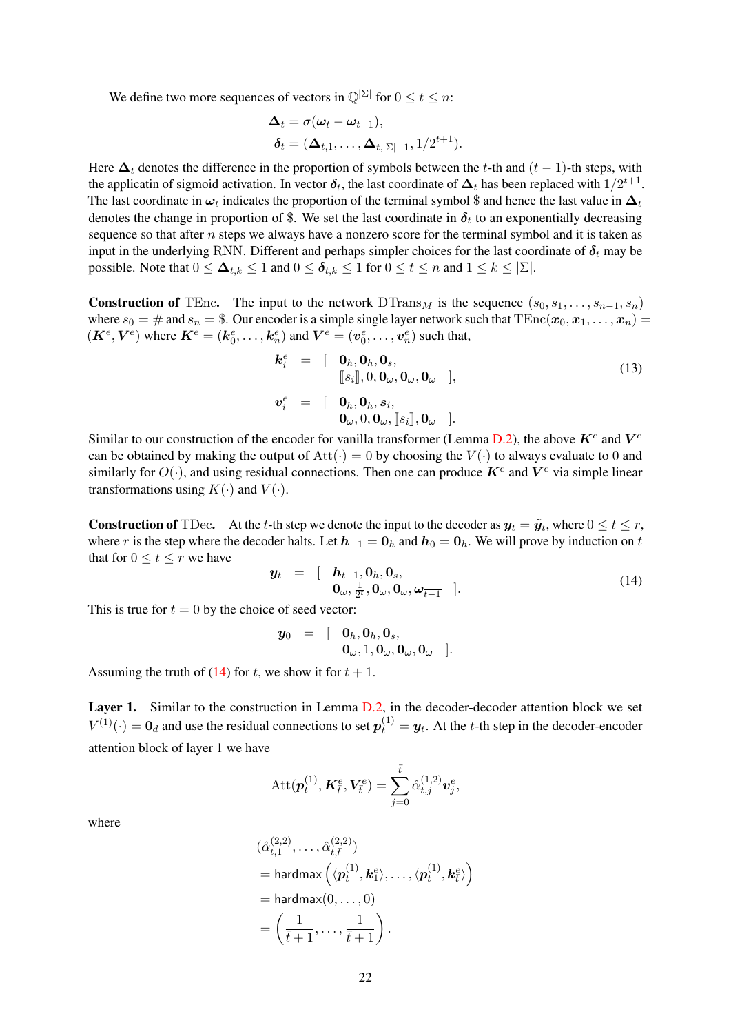We define two more sequences of vectors in $\mathbb{Q}^{|\Sigma|}$ for $0 \leq t \leq n$:

$$\boldsymbol{\Delta}_t = \sigma(\boldsymbol{\omega}_t - \boldsymbol{\omega}_{t-1}),$$
$$\boldsymbol{\delta}_t = (\boldsymbol{\Delta}_{t,1}, \ldots, \boldsymbol{\Delta}_{t,|\Sigma|-1}, 1/2^{t+1}).$$

Here $\boldsymbol{\Delta}_t$ denotes the difference in the proportion of symbols between the $t$-th and $(t-1)$-th steps, with the applicatin of sigmoid activation. In vector $\boldsymbol{\delta}_t$, the last coordinate of $\boldsymbol{\Delta}_t$ has been replaced with $1/2^{t+1}$. The last coordinate in $\boldsymbol{\omega}_t$ indicates the proportion of the terminal symbol \$ and hence the last value in $\boldsymbol{\Delta}_t$ denotes the change in proportion of \$. We set the last coordinate in $\boldsymbol{\delta}_t$ to an exponentially decreasing sequence so that after $n$ steps we always have a nonzero score for the terminal symbol and it is taken as input in the underlying RNN. Different and perhaps simpler choices for the last coordinate of $\boldsymbol{\delta}_t$ may be possible. Note that $0 \leq \boldsymbol{\Delta}_{t,k} \leq 1$ and $0 \leq \boldsymbol{\delta}_{t,k} \leq 1$ for $0 \leq t \leq n$ and $1 \leq k \leq |\Sigma|$.

**Construction of** TEnc**.** The input to the network $\mathrm{DTrans}_M$ is the sequence $(s_0, s_1, \ldots, s_{n-1}, s_n)$ where $s_0 = \#$ and $s_n = \$$. Our encoder is a simple single layer network such that $\mathrm{TEnc}(\boldsymbol{x}_0, \boldsymbol{x}_1, \ldots, \boldsymbol{x}_n) = (\boldsymbol{K}^e, \boldsymbol{V}^e)$ where $\boldsymbol{K}^e = (\boldsymbol{k}_0^e, \ldots, \boldsymbol{k}_n^e)$ and $\boldsymbol{V}^e = (\boldsymbol{v}_0^e, \ldots, \boldsymbol{v}_n^e)$ such that,

$$\begin{aligned}
\boldsymbol{k}_i^e &= [\quad \mathbf{0}_h, \mathbf{0}_h, \mathbf{0}_s, \\
&\qquad [\![s_i]\!], 0, \mathbf{0}_\omega, \mathbf{0}_\omega, \mathbf{0}_\omega \quad ], \\
\boldsymbol{v}_i^e &= [\quad \mathbf{0}_h, \mathbf{0}_h, \boldsymbol{s}_i, \\
&\qquad \mathbf{0}_\omega, 0, \mathbf{0}_\omega, [\![s_i]\!], \mathbf{0}_\omega \quad ].
\end{aligned} \tag{13}$$

Similar to our construction of the encoder for vanilla transformer (Lemma D.2), the above $\boldsymbol{K}^e$ and $\boldsymbol{V}^e$ can be obtained by making the output of $\mathrm{Att}(\cdot) = 0$ by choosing the $V(\cdot)$ to always evaluate to 0 and similarly for $O(\cdot)$, and using residual connections. Then one can produce $\boldsymbol{K}^e$ and $\boldsymbol{V}^e$ via simple linear transformations using $K(\cdot)$ and $V(\cdot)$.

**Construction of** TDec**.** At the $t$-th step we denote the input to the decoder as $\boldsymbol{y}_t = \tilde{\boldsymbol{y}}_t$, where $0 \leq t \leq r$, where $r$ is the step where the decoder halts. Let $\boldsymbol{h}_{-1} = \mathbf{0}_h$ and $\boldsymbol{h}_0 = \mathbf{0}_h$. We will prove by induction on $t$ that for $0 \leq t \leq r$ we have

$$\begin{aligned}
\boldsymbol{y}_t &= [\quad \boldsymbol{h}_{t-1}, \mathbf{0}_h, \mathbf{0}_s, \\
&\qquad \mathbf{0}_\omega, \tfrac{1}{2^t}, \mathbf{0}_\omega, \mathbf{0}_\omega, \boldsymbol{\omega}_{\overline{t-1}} \quad ].
\end{aligned} \tag{14}$$

This is true for $t = 0$ by the choice of seed vector:

$$\begin{aligned}
\boldsymbol{y}_0 &= [\quad \mathbf{0}_h, \mathbf{0}_h, \mathbf{0}_s, \\
&\qquad \mathbf{0}_\omega, 1, \mathbf{0}_\omega, \mathbf{0}_\omega, \mathbf{0}_\omega \quad ].
\end{aligned}$$

Assuming the truth of (14) for $t$, we show it for $t+1$.

**Layer 1.** Similar to the construction in Lemma D.2, in the decoder-decoder attention block we set $V^{(1)}(\cdot) = \mathbf{0}_d$ and use the residual connections to set $\boldsymbol{p}_t^{(1)} = \boldsymbol{y}_t$. At the $t$-th step in the decoder-encoder attention block of layer 1 we have

$$\mathrm{Att}(\boldsymbol{p}_t^{(1)}, \boldsymbol{K}_{\bar{t}}^e, \boldsymbol{V}_{\bar{t}}^e) = \sum_{j=0}^{\bar{t}} \hat{\alpha}_{t,j}^{(1,2)} \boldsymbol{v}_j^e,$$

where

$$\begin{aligned}
&(\hat{\alpha}_{t,1}^{(2,2)}, \ldots, \hat{\alpha}_{t,\bar{t}}^{(2,2)}) \\
&= \mathsf{hardmax}\left(\langle \boldsymbol{p}_t^{(1)}, \boldsymbol{k}_1^e \rangle, \ldots, \langle \boldsymbol{p}_t^{(1)}, \boldsymbol{k}_{\bar{t}}^e \rangle\right) \\
&= \mathsf{hardmax}(0, \ldots, 0) \\
&= \left(\frac{1}{\bar{t}+1}, \ldots, \frac{1}{\bar{t}+1}\right).
\end{aligned}$$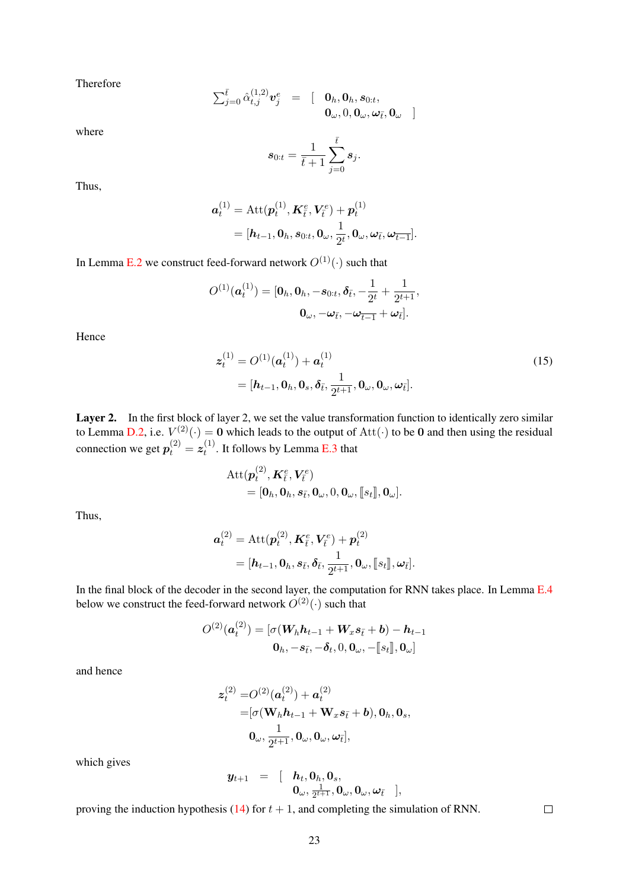Therefore

$$\sum_{j=0}^{\bar{t}} \hat{\alpha}_{t,j}^{(1,2)} \boldsymbol{v}_j^e \quad = \quad [ \quad \mathbf{0}_h, \mathbf{0}_h, \boldsymbol{s}_{0:t}, \\ \mathbf{0}_\omega, 0, \mathbf{0}_\omega, \boldsymbol{\omega}_{\bar{t}}, \mathbf{0}_\omega \quad ]$$

where

$$\boldsymbol{s}_{0:t} = \frac{1}{\bar{t}+1} \sum_{j=0}^{\bar{t}} \boldsymbol{s}_j.$$

Thus,

$$\begin{aligned}
\boldsymbol{a}_t^{(1)} &= \mathrm{Att}(\boldsymbol{p}_t^{(1)}, \boldsymbol{K}_{\bar{t}}^e, \boldsymbol{V}_{\bar{t}}^e) + \boldsymbol{p}_t^{(1)} \\
&= [\boldsymbol{h}_{t-1}, \mathbf{0}_h, \boldsymbol{s}_{0:t}, \mathbf{0}_\omega, \frac{1}{2^t}, \mathbf{0}_\omega, \boldsymbol{\omega}_{\bar{t}}, \boldsymbol{\omega}_{\overline{t-1}}].
\end{aligned}$$

In Lemma E.2 we construct feed-forward network $O^{(1)}(\cdot)$ such that

$$\begin{aligned}
O^{(1)}(\boldsymbol{a}_t^{(1)}) = [\mathbf{0}_h, \mathbf{0}_h, -\boldsymbol{s}_{0:t}, \boldsymbol{\delta}_{\bar{t}}, -\frac{1}{2^t} + \frac{1}{2^{t+1}}, \\
\mathbf{0}_\omega, -\boldsymbol{\omega}_{\bar{t}}, -\boldsymbol{\omega}_{\overline{t-1}} + \boldsymbol{\omega}_{\bar{t}}].
\end{aligned}$$

Hence

$$\begin{aligned}
\boldsymbol{z}_t^{(1)} &= O^{(1)}(\boldsymbol{a}_t^{(1)}) + \boldsymbol{a}_t^{(1)} \\
&= [\boldsymbol{h}_{t-1}, \mathbf{0}_h, \mathbf{0}_s, \boldsymbol{\delta}_{\bar{t}}, \frac{1}{2^{t+1}}, \mathbf{0}_\omega, \mathbf{0}_\omega, \boldsymbol{\omega}_{\bar{t}}].
\end{aligned} \tag{15}$$

**Layer 2.** In the first block of layer 2, we set the value transformation function to identically zero similar to Lemma D.2, i.e. $V^{(2)}(\cdot) = \mathbf{0}$ which leads to the output of $\mathrm{Att}(\cdot)$ to be $\mathbf{0}$ and then using the residual connection we get $\boldsymbol{p}_t^{(2)} = \boldsymbol{z}_t^{(1)}$. It follows by Lemma E.3 that

$$\begin{aligned}
&\mathrm{Att}(\boldsymbol{p}_t^{(2)}, \boldsymbol{K}_{\bar{t}}^e, \boldsymbol{V}_{\bar{t}}^e) \\
&\quad = [\mathbf{0}_h, \mathbf{0}_h, \boldsymbol{s}_{\bar{t}}, \mathbf{0}_\omega, 0, \mathbf{0}_\omega, [\![ s_t ]\!], \mathbf{0}_\omega].
\end{aligned}$$

Thus,

$$\begin{aligned}
\boldsymbol{a}_t^{(2)} &= \mathrm{Att}(\boldsymbol{p}_t^{(2)}, \boldsymbol{K}_{\bar{t}}^e, \boldsymbol{V}_{\bar{t}}^e) + \boldsymbol{p}_t^{(2)} \\
&= [\boldsymbol{h}_{t-1}, \mathbf{0}_h, \boldsymbol{s}_{\bar{t}}, \boldsymbol{\delta}_{\bar{t}}, \frac{1}{2^{t+1}}, \mathbf{0}_\omega, [\![ s_t ]\!], \boldsymbol{\omega}_{\bar{t}}].
\end{aligned}$$

In the final block of the decoder in the second layer, the computation for RNN takes place. In Lemma E.4 below we construct the feed-forward network $O^{(2)}(\cdot)$ such that

$$\begin{aligned}
O^{(2)}(\boldsymbol{a}_t^{(2)}) = [\sigma(\boldsymbol{W}_h \boldsymbol{h}_{t-1} + \boldsymbol{W}_x \boldsymbol{s}_{\bar{t}} + \boldsymbol{b}) - \boldsymbol{h}_{t-1} \\
\mathbf{0}_h, -\boldsymbol{s}_{\bar{t}}, -\boldsymbol{\delta}_t, 0, \mathbf{0}_\omega, -[\![ s_t ]\!], \mathbf{0}_\omega]
\end{aligned}$$

and hence

$$\begin{aligned}
\boldsymbol{z}_t^{(2)} =& O^{(2)}(\boldsymbol{a}_t^{(2)}) + \boldsymbol{a}_t^{(2)} \\
=& [\sigma(\mathbf{W}_h \boldsymbol{h}_{t-1} + \mathbf{W}_x \boldsymbol{s}_{\bar{t}} + \boldsymbol{b}), \mathbf{0}_h, \mathbf{0}_s, \\
& \mathbf{0}_\omega, \frac{1}{2^{t+1}}, \mathbf{0}_\omega, \mathbf{0}_\omega, \boldsymbol{\omega}_{\bar{t}}],
\end{aligned}$$

which gives

$$\boldsymbol{y}_{t+1} \quad = \quad [ \quad \boldsymbol{h}_t, \mathbf{0}_h, \mathbf{0}_s, \\ \mathbf{0}_\omega, \tfrac{1}{2^{t+1}}, \mathbf{0}_\omega, \mathbf{0}_\omega, \boldsymbol{\omega}_{\bar{t}} \quad ],$$

proving the induction hypothesis (14) for $t + 1$, and completing the simulation of RNN. □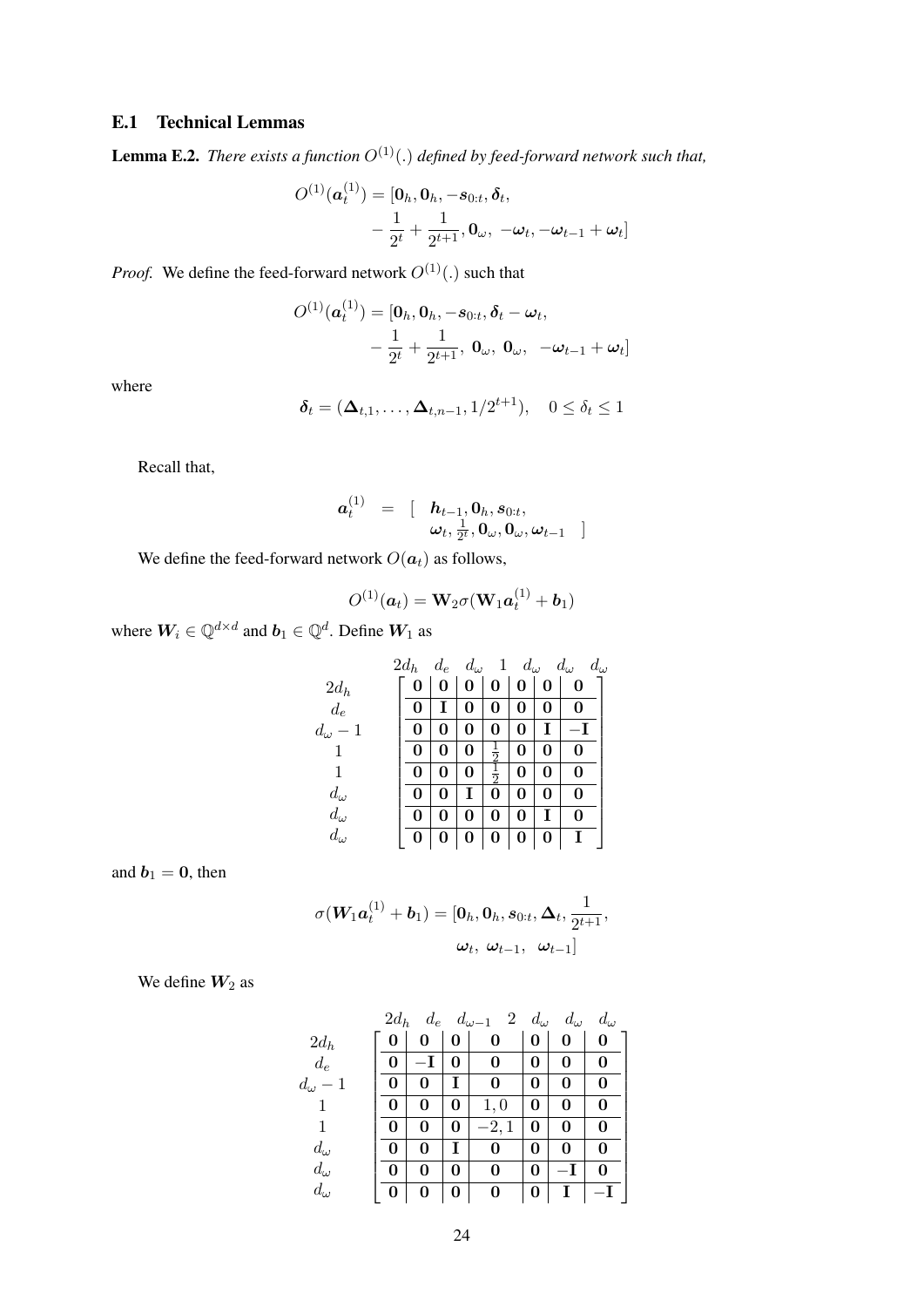### E.1 Technical Lemmas

**Lemma E.2.** *There exists a function $O^{(1)}(.)$ defined by feed-forward network such that,*

$$O^{(1)}(\boldsymbol{a}_t^{(1)}) = [\mathbf{0}_h, \mathbf{0}_h, -\boldsymbol{s}_{0:t}, \boldsymbol{\delta}_t, \\ -\frac{1}{2^t} + \frac{1}{2^{t+1}}, \mathbf{0}_\omega, \ -\boldsymbol{\omega}_t, -\boldsymbol{\omega}_{t-1} + \boldsymbol{\omega}_t]$$

*Proof.* We define the feed-forward network $O^{(1)}(.)$ such that

$$O^{(1)}(\boldsymbol{a}_t^{(1)}) = [\mathbf{0}_h, \mathbf{0}_h, -\boldsymbol{s}_{0:t}, \boldsymbol{\delta}_t - \boldsymbol{\omega}_t, \\ -\frac{1}{2^t} + \frac{1}{2^{t+1}}, \ \mathbf{0}_\omega, \ \mathbf{0}_\omega, \ \ -\boldsymbol{\omega}_{t-1} + \boldsymbol{\omega}_t]$$

where

$$\boldsymbol{\delta}_t = (\boldsymbol{\Delta}_{t,1}, \ldots, \boldsymbol{\Delta}_{t,n-1}, 1/2^{t+1}), \quad 0 \leq \delta_t \leq 1$$

Recall that,

$$\boldsymbol{a}_t^{(1)} \ = \ [ \ \ \boldsymbol{h}_{t-1}, \mathbf{0}_h, \boldsymbol{s}_{0:t}, \\ \boldsymbol{\omega}_t, \tfrac{1}{2^t}, \mathbf{0}_\omega, \mathbf{0}_\omega, \boldsymbol{\omega}_{t-1} \ \ ]$$

We define the feed-forward network $O(\boldsymbol{a}_t)$ as follows,

$$O^{(1)}(\boldsymbol{a}_t) = \mathbf{W}_2 \sigma(\mathbf{W}_1 \boldsymbol{a}_t^{(1)} + \boldsymbol{b}_1)$$

where $\boldsymbol{W}_i \in \mathbb{Q}^{d \times d}$ and $\boldsymbol{b}_1 \in \mathbb{Q}^d$. Define $\boldsymbol{W}_1$ as

$$\begin{array}{c} \\ 2d_h \\ d_e \\ d_\omega - 1 \\ 1 \\ 1 \\ d_\omega \\ d_\omega \\ d_\omega \end{array}
\begin{array}{c} \begin{array}{ccccccc} 2d_h & d_e & d_\omega & 1 & d_\omega & d_\omega & d_\omega \end{array} \\
\left[\begin{array}{c|c|c|c|c|c|c}
\mathbf{0} & \mathbf{0} & \mathbf{0} & \mathbf{0} & \mathbf{0} & \mathbf{0} & \mathbf{0} \\ \hline
\mathbf{0} & \mathbf{I} & \mathbf{0} & \mathbf{0} & \mathbf{0} & \mathbf{0} & \mathbf{0} \\ \hline
\mathbf{0} & \mathbf{0} & \mathbf{0} & \mathbf{0} & \mathbf{0} & \mathbf{I} & -\mathbf{I} \\ \hline
\mathbf{0} & \mathbf{0} & \mathbf{0} & \frac{1}{2} & \mathbf{0} & \mathbf{0} & \mathbf{0} \\ \hline
\mathbf{0} & \mathbf{0} & \mathbf{0} & \frac{1}{2} & \mathbf{0} & \mathbf{0} & \mathbf{0} \\ \hline
\mathbf{0} & \mathbf{0} & \mathbf{I} & \mathbf{0} & \mathbf{0} & \mathbf{0} & \mathbf{0} \\ \hline
\mathbf{0} & \mathbf{0} & \mathbf{0} & \mathbf{0} & \mathbf{0} & \mathbf{I} & \mathbf{0} \\ \hline
\mathbf{0} & \mathbf{0} & \mathbf{0} & \mathbf{0} & \mathbf{0} & \mathbf{0} & \mathbf{I}
\end{array}\right] \end{array}$$

and $\boldsymbol{b}_1 = \mathbf{0}$, then

$$\sigma(\boldsymbol{W}_1 \boldsymbol{a}_t^{(1)} + \boldsymbol{b}_1) = [\mathbf{0}_h, \mathbf{0}_h, \boldsymbol{s}_{0:t}, \boldsymbol{\Delta}_t, \frac{1}{2^{t+1}}, \\ \boldsymbol{\omega}_t, \ \boldsymbol{\omega}_{t-1}, \ \ \boldsymbol{\omega}_{t-1}]$$

We define $\boldsymbol{W}_2$ as

$$\begin{array}{c} \\ 2d_h \\ d_e \\ d_\omega - 1 \\ 1 \\ 1 \\ d_\omega \\ d_\omega \\ d_\omega \end{array}
\begin{array}{c} \begin{array}{ccccccc} 2d_h & d_e & d_{\omega-1} & 2 & d_\omega & d_\omega & d_\omega \end{array} \\
\left[\begin{array}{c|c|c|c|c|c|c}
\mathbf{0} & \mathbf{0} & \mathbf{0} & \mathbf{0} & \mathbf{0} & \mathbf{0} & \mathbf{0} \\ \hline
\mathbf{0} & -\mathbf{I} & \mathbf{0} & \mathbf{0} & \mathbf{0} & \mathbf{0} & \mathbf{0} \\ \hline
\mathbf{0} & \mathbf{0} & \mathbf{I} & \mathbf{0} & \mathbf{0} & \mathbf{0} & \mathbf{0} \\ \hline
\mathbf{0} & \mathbf{0} & \mathbf{0} & 1, 0 & \mathbf{0} & \mathbf{0} & \mathbf{0} \\ \hline
\mathbf{0} & \mathbf{0} & \mathbf{0} & -2, 1 & \mathbf{0} & \mathbf{0} & \mathbf{0} \\ \hline
\mathbf{0} & \mathbf{0} & \mathbf{I} & \mathbf{0} & \mathbf{0} & \mathbf{0} & \mathbf{0} \\ \hline
\mathbf{0} & \mathbf{0} & \mathbf{0} & \mathbf{0} & \mathbf{0} & -\mathbf{I} & \mathbf{0} \\ \hline
\mathbf{0} & \mathbf{0} & \mathbf{0} & \mathbf{0} & \mathbf{0} & \mathbf{I} & -\mathbf{I}
\end{array}\right] \end{array}$$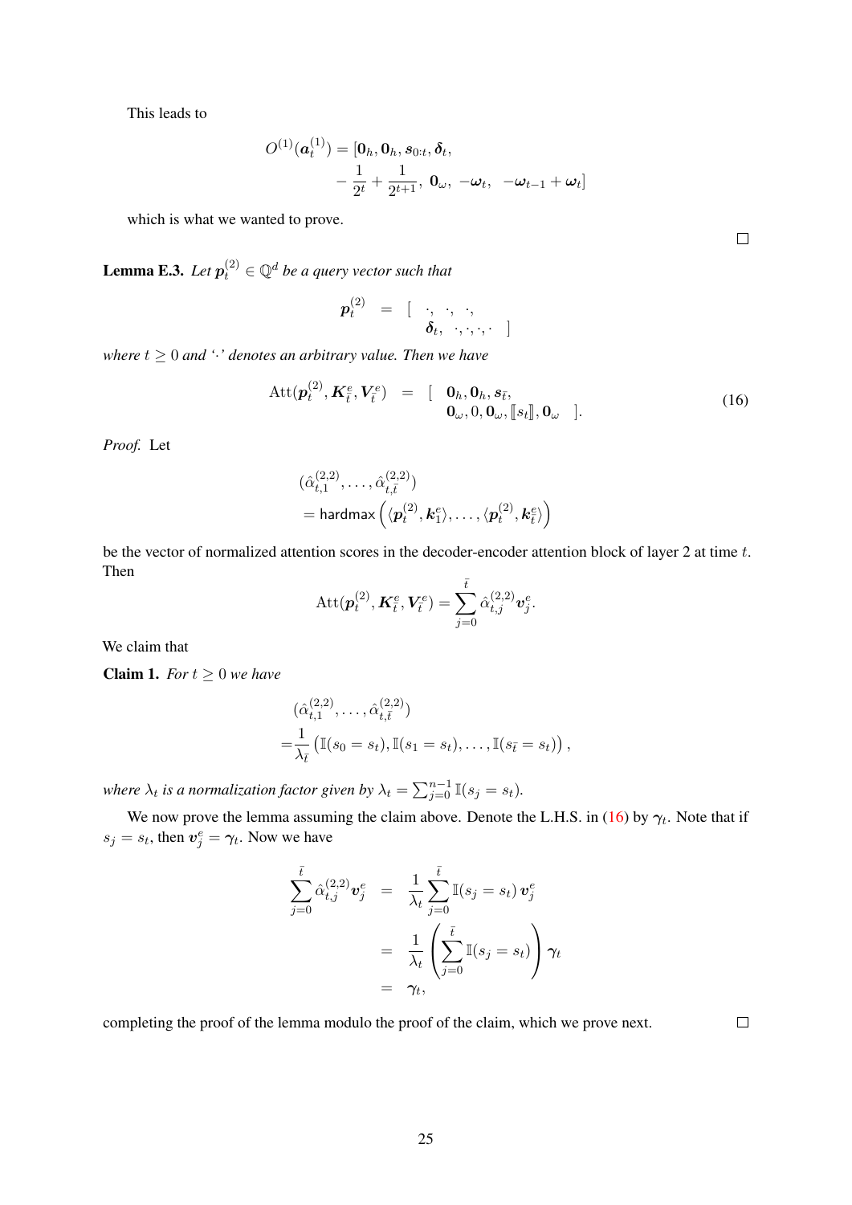This leads to

$$
\begin{aligned}
O^{(1)}(\boldsymbol{a}_t^{(1)}) = [&\mathbf{0}_h, \mathbf{0}_h, \boldsymbol{s}_{0:t}, \boldsymbol{\delta}_t, \\
&-\frac{1}{2^t} + \frac{1}{2^{t+1}},\ \mathbf{0}_\omega,\ -\boldsymbol{\omega}_t,\ \ -\boldsymbol{\omega}_{t-1} + \boldsymbol{\omega}_t]
\end{aligned}
$$

which is what we wanted to prove.

□

**Lemma E.3.** *Let $\boldsymbol{p}_t^{(2)} \in \mathbb{Q}^d$ be a query vector such that*

$$
\begin{aligned}
\boldsymbol{p}_t^{(2)} \quad = \quad [ \quad &\cdot,\ \ \cdot,\ \ \cdot, \\
&\boldsymbol{\delta}_t,\ \ \cdot, \cdot, \cdot, \cdot \quad ]
\end{aligned}
$$

*where $t \geq 0$ and '$\cdot$' denotes an arbitrary value. Then we have*

$$
\begin{aligned}
\text{Att}(\boldsymbol{p}_t^{(2)}, \boldsymbol{K}_{\bar{t}}^e, \boldsymbol{V}_{\bar{t}}^e) \quad = \quad [ \quad &\mathbf{0}_h, \mathbf{0}_h, \boldsymbol{s}_{\bar{t}}, \\
&\mathbf{0}_\omega, 0, \mathbf{0}_\omega, [\![ s_t ]\!], \mathbf{0}_\omega \quad ].
\end{aligned} \tag{16}
$$

*Proof.* Let

$$
\begin{aligned}
&(\hat{\alpha}_{t,1}^{(2,2)}, \ldots, \hat{\alpha}_{t,\bar{t}}^{(2,2)}) \\
&= \text{hardmax}\left(\langle \boldsymbol{p}_t^{(2)}, \boldsymbol{k}_1^e \rangle, \ldots, \langle \boldsymbol{p}_t^{(2)}, \boldsymbol{k}_{\bar{t}}^e \rangle\right)
\end{aligned}
$$

be the vector of normalized attention scores in the decoder-encoder attention block of layer 2 at time $t$. Then

$$
\text{Att}(\boldsymbol{p}_t^{(2)}, \boldsymbol{K}_{\bar{t}}^e, \boldsymbol{V}_{\bar{t}}^e) = \sum_{j=0}^{\bar{t}} \hat{\alpha}_{t,j}^{(2,2)} \boldsymbol{v}_j^e.
$$

We claim that

**Claim 1.** *For $t \geq 0$ we have*

$$
\begin{aligned}
&(\hat{\alpha}_{t,1}^{(2,2)}, \ldots, \hat{\alpha}_{t,\bar{t}}^{(2,2)}) \\
=&\frac{1}{\lambda_{\bar{t}}}\left(\mathbb{I}(s_0 = s_t), \mathbb{I}(s_1 = s_t), \ldots, \mathbb{I}(s_{\bar{t}} = s_t)\right),
\end{aligned}
$$

*where $\lambda_t$ is a normalization factor given by $\lambda_t = \sum_{j=0}^{n-1} \mathbb{I}(s_j = s_t)$.*

We now prove the lemma assuming the claim above. Denote the L.H.S. in (16) by $\boldsymbol{\gamma}_t$. Note that if $s_j = s_t$, then $\boldsymbol{v}_j^e = \boldsymbol{\gamma}_t$. Now we have

$$
\begin{aligned}
\sum_{j=0}^{\bar{t}} \hat{\alpha}_{t,j}^{(2,2)} \boldsymbol{v}_j^e \quad &= \quad \frac{1}{\lambda_t} \sum_{j=0}^{\bar{t}} \mathbb{I}(s_j = s_t)\, \boldsymbol{v}_j^e \\
&= \quad \frac{1}{\lambda_t} \left( \sum_{j=0}^{\bar{t}} \mathbb{I}(s_j = s_t) \right) \boldsymbol{\gamma}_t \\
&= \quad \boldsymbol{\gamma}_t,
\end{aligned}
$$

completing the proof of the lemma modulo the proof of the claim, which we prove next.

□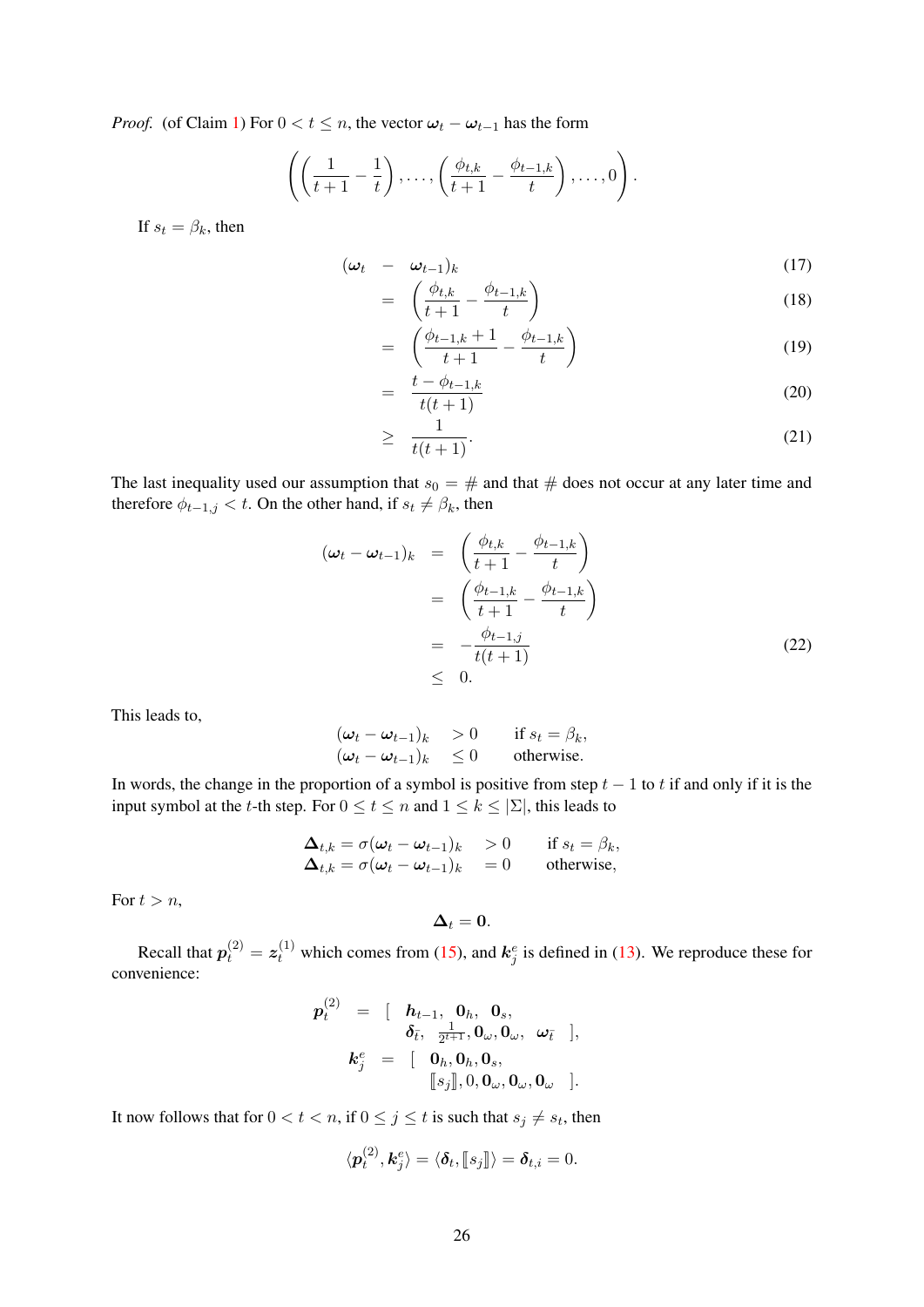*Proof.* (of Claim 1) For $0 < t \leq n$, the vector $\boldsymbol{\omega}_t - \boldsymbol{\omega}_{t-1}$ has the form

$$\left( \left( \frac{1}{t+1} - \frac{1}{t} \right), \ldots, \left( \frac{\phi_{t,k}}{t+1} - \frac{\phi_{t-1,k}}{t} \right), \ldots, 0 \right).$$

If $s_t = \beta_k$, then

$$
\begin{aligned}
(\boldsymbol{\omega}_t \quad - \quad & \boldsymbol{\omega}_{t-1})_k && (17)\\
= \quad & \left( \frac{\phi_{t,k}}{t+1} - \frac{\phi_{t-1,k}}{t} \right) && (18)\\
= \quad & \left( \frac{\phi_{t-1,k}+1}{t+1} - \frac{\phi_{t-1,k}}{t} \right) && (19)\\
= \quad & \frac{t - \phi_{t-1,k}}{t(t+1)} && (20)\\
\geq \quad & \frac{1}{t(t+1)}. && (21)
\end{aligned}
$$

The last inequality used our assumption that $s_0 = \#$ and that $\#$ does not occur at any later time and therefore $\phi_{t-1,j} < t$. On the other hand, if $s_t \neq \beta_k$, then

$$
\begin{aligned}
(\boldsymbol{\omega}_t - \boldsymbol{\omega}_{t-1})_k \quad &= \quad \left( \frac{\phi_{t,k}}{t+1} - \frac{\phi_{t-1,k}}{t} \right)\\
&= \quad \left( \frac{\phi_{t-1,k}}{t+1} - \frac{\phi_{t-1,k}}{t} \right)\\
&= \quad -\frac{\phi_{t-1,j}}{t(t+1)} \qquad\qquad (22)\\
&\leq \quad 0.
\end{aligned}
$$

This leads to,

$$
\begin{aligned}
(\boldsymbol{\omega}_t - \boldsymbol{\omega}_{t-1})_k \quad &> 0 \qquad \text{if } s_t = \beta_k,\\
(\boldsymbol{\omega}_t - \boldsymbol{\omega}_{t-1})_k \quad &\leq 0 \qquad \text{otherwise.}
\end{aligned}
$$

In words, the change in the proportion of a symbol is positive from step $t-1$ to $t$ if and only if it is the input symbol at the $t$-th step. For $0 \leq t \leq n$ and $1 \leq k \leq |\Sigma|$, this leads to

$$
\begin{aligned}
\boldsymbol{\Delta}_{t,k} = \sigma(\boldsymbol{\omega}_t - \boldsymbol{\omega}_{t-1})_k \quad &> 0 \qquad \text{if } s_t = \beta_k,\\
\boldsymbol{\Delta}_{t,k} = \sigma(\boldsymbol{\omega}_t - \boldsymbol{\omega}_{t-1})_k \quad &= 0 \qquad \text{otherwise,}
\end{aligned}
$$

For $t > n$,

$$\boldsymbol{\Delta}_t = \mathbf{0}.$$

Recall that $\boldsymbol{p}_t^{(2)} = \boldsymbol{z}_t^{(1)}$ which comes from (15), and $\boldsymbol{k}_j^e$ is defined in (13). We reproduce these for convenience:

$$
\begin{aligned}
\boldsymbol{p}_t^{(2)} \quad &= \quad [ \quad \boldsymbol{h}_{t-1}, \ \mathbf{0}_h, \ \mathbf{0}_s,\\
& \qquad\quad \boldsymbol{\delta}_{\bar{t}}, \ \tfrac{1}{2^{t+1}}, \mathbf{0}_\omega, \mathbf{0}_\omega, \ \boldsymbol{\omega}_{\bar{t}} \quad ],\\
\boldsymbol{k}_j^e \quad &= \quad [ \quad \mathbf{0}_h, \mathbf{0}_h, \mathbf{0}_s,\\
& \qquad\quad [\![s_j]\!], 0, \mathbf{0}_\omega, \mathbf{0}_\omega, \mathbf{0}_\omega \quad ].
\end{aligned}
$$

It now follows that for $0 < t < n$, if $0 \leq j \leq t$ is such that $s_j \neq s_t$, then

$$\langle \boldsymbol{p}_t^{(2)}, \boldsymbol{k}_j^e \rangle = \langle \boldsymbol{\delta}_t, [\![s_j]\!] \rangle = \boldsymbol{\delta}_{t,i} = 0.$$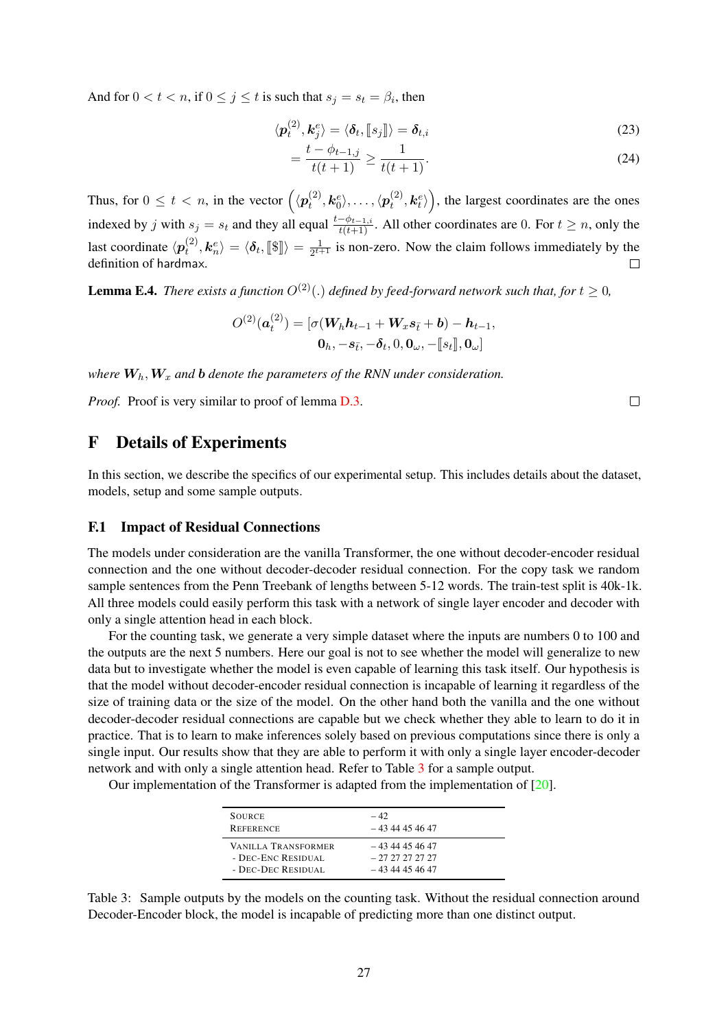And for $0 < t < n$, if $0 \leq j \leq t$ is such that $s_j = s_t = \beta_i$, then

$$\langle \boldsymbol{p}_t^{(2)}, \boldsymbol{k}_j^e \rangle = \langle \boldsymbol{\delta}_t, [\![s_j]\!] \rangle = \boldsymbol{\delta}_{t,i} \tag{23}$$

$$= \frac{t - \phi_{t-1,j}}{t(t+1)} \geq \frac{1}{t(t+1)}. \tag{24}$$

Thus, for $0 \leq t < n$, in the vector $\left(\langle \boldsymbol{p}_t^{(2)}, \boldsymbol{k}_0^e \rangle, \ldots, \langle \boldsymbol{p}_t^{(2)}, \boldsymbol{k}_t^e \rangle\right)$, the largest coordinates are the ones indexed by $j$ with $s_j = s_t$ and they all equal $\frac{t-\phi_{t-1,i}}{t(t+1)}$. All other coordinates are 0. For $t \geq n$, only the last coordinate $\langle \boldsymbol{p}_t^{(2)}, \boldsymbol{k}_n^e \rangle = \langle \boldsymbol{\delta}_t, [\![\$]\!] \rangle = \frac{1}{2^{t+1}}$ is non-zero. Now the claim follows immediately by the definition of hardmax. □

**Lemma E.4.** *There exists a function $O^{(2)}(.)$ defined by feed-forward network such that, for $t \geq 0$,*

$$O^{(2)}(\boldsymbol{a}_t^{(2)}) = [\sigma(\boldsymbol{W}_h \boldsymbol{h}_{t-1} + \boldsymbol{W}_x \boldsymbol{s}_{\bar{t}} + \boldsymbol{b}) - \boldsymbol{h}_{t-1},$$
$$\boldsymbol{0}_h, -\boldsymbol{s}_{\bar{t}}, -\boldsymbol{\delta}_t, 0, \boldsymbol{0}_\omega, -[\![s_t]\!], \boldsymbol{0}_\omega]$$

*where $\boldsymbol{W}_h, \boldsymbol{W}_x$ and $\boldsymbol{b}$ denote the parameters of the RNN under consideration.*

*Proof.* Proof is very similar to proof of lemma D.3. □

# F Details of Experiments

In this section, we describe the specifics of our experimental setup. This includes details about the dataset, models, setup and some sample outputs.

## F.1 Impact of Residual Connections

The models under consideration are the vanilla Transformer, the one without decoder-encoder residual connection and the one without decoder-decoder residual connection. For the copy task we random sample sentences from the Penn Treebank of lengths between 5-12 words. The train-test split is 40k-1k. All three models could easily perform this task with a network of single layer encoder and decoder with only a single attention head in each block.

For the counting task, we generate a very simple dataset where the inputs are numbers 0 to 100 and the outputs are the next 5 numbers. Here our goal is not to see whether the model will generalize to new data but to investigate whether the model is even capable of learning this task itself. Our hypothesis is that the model without decoder-encoder residual connection is incapable of learning it regardless of the size of training data or the size of the model. On the other hand both the vanilla and the one without decoder-decoder residual connections are capable but we check whether they able to learn to do it in practice. That is to learn to make inferences solely based on previous computations since there is only a single input. Our results show that they are able to perform it with only a single layer encoder-decoder network and with only a single attention head. Refer to Table 3 for a sample output.

Our implementation of the Transformer is adapted from the implementation of [20].

| | |
|---|---|
| SOURCE | – 42 |
| REFERENCE | – 43 44 45 46 47 |
| VANILLA TRANSFORMER | – 43 44 45 46 47 |
| - DEC-ENC RESIDUAL | – 27 27 27 27 27 |
| - DEC-DEC RESIDUAL | – 43 44 45 46 47 |

Table 3: Sample outputs by the models on the counting task. Without the residual connection around Decoder-Encoder block, the model is incapable of predicting more than one distinct output.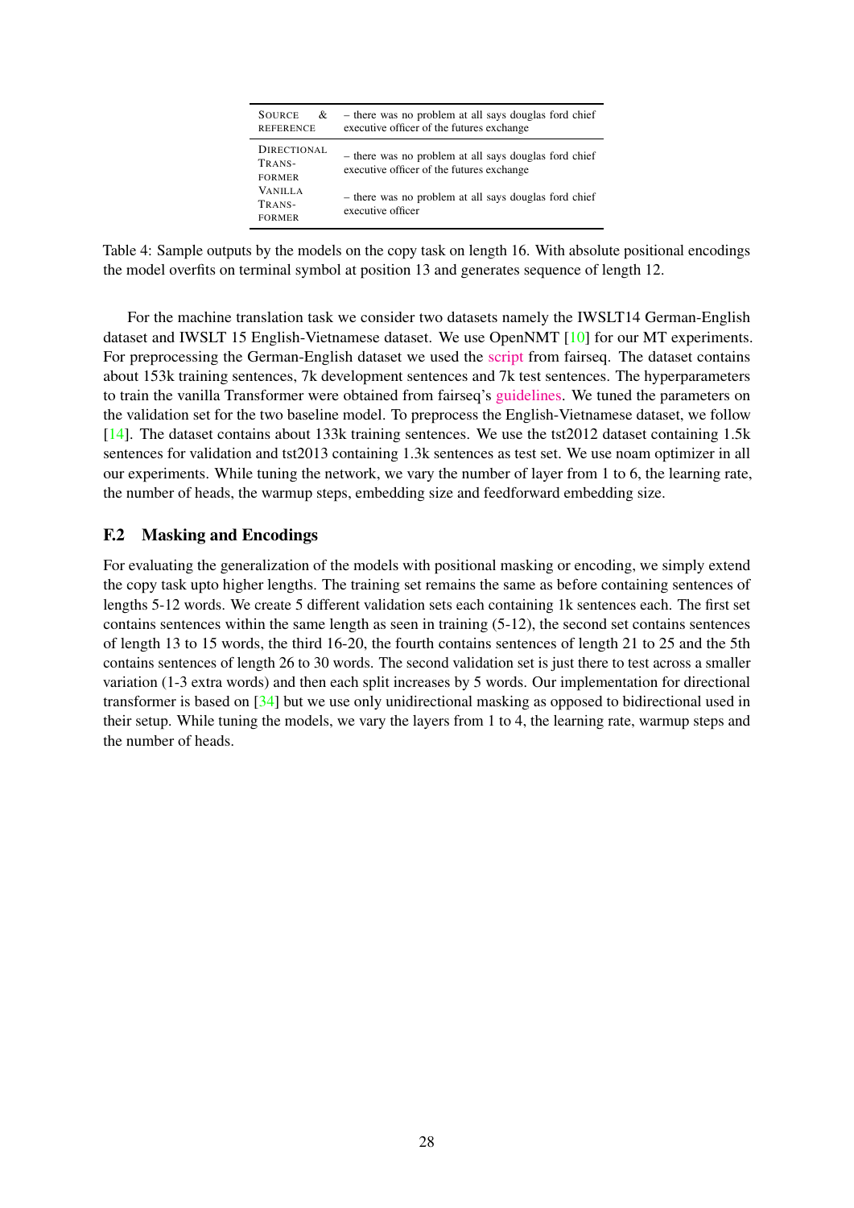| | |
|---|---|
| SOURCE & REFERENCE | – there was no problem at all says douglas ford chief executive officer of the futures exchange |
| DIRECTIONAL TRANSFORMER | – there was no problem at all says douglas ford chief executive officer of the futures exchange |
| VANILLA TRANSFORMER | – there was no problem at all says douglas ford chief executive officer |

Table 4: Sample outputs by the models on the copy task on length 16. With absolute positional encodings the model overfits on terminal symbol at position 13 and generates sequence of length 12.

For the machine translation task we consider two datasets namely the IWSLT14 German-English dataset and IWSLT 15 English-Vietnamese dataset. We use OpenNMT [10] for our MT experiments. For preprocessing the German-English dataset we used the script from fairseq. The dataset contains about 153k training sentences, 7k development sentences and 7k test sentences. The hyperparameters to train the vanilla Transformer were obtained from fairseq's guidelines. We tuned the parameters on the validation set for the two baseline model. To preprocess the English-Vietnamese dataset, we follow [14]. The dataset contains about 133k training sentences. We use the tst2012 dataset containing 1.5k sentences for validation and tst2013 containing 1.3k sentences as test set. We use noam optimizer in all our experiments. While tuning the network, we vary the number of layer from 1 to 6, the learning rate, the number of heads, the warmup steps, embedding size and feedforward embedding size.

### F.2 Masking and Encodings

For evaluating the generalization of the models with positional masking or encoding, we simply extend the copy task upto higher lengths. The training set remains the same as before containing sentences of lengths 5-12 words. We create 5 different validation sets each containing 1k sentences each. The first set contains sentences within the same length as seen in training (5-12), the second set contains sentences of length 13 to 15 words, the third 16-20, the fourth contains sentences of length 21 to 25 and the 5th contains sentences of length 26 to 30 words. The second validation set is just there to test across a smaller variation (1-3 extra words) and then each split increases by 5 words. Our implementation for directional transformer is based on [34] but we use only unidirectional masking as opposed to bidirectional used in their setup. While tuning the models, we vary the layers from 1 to 4, the learning rate, warmup steps and the number of heads.